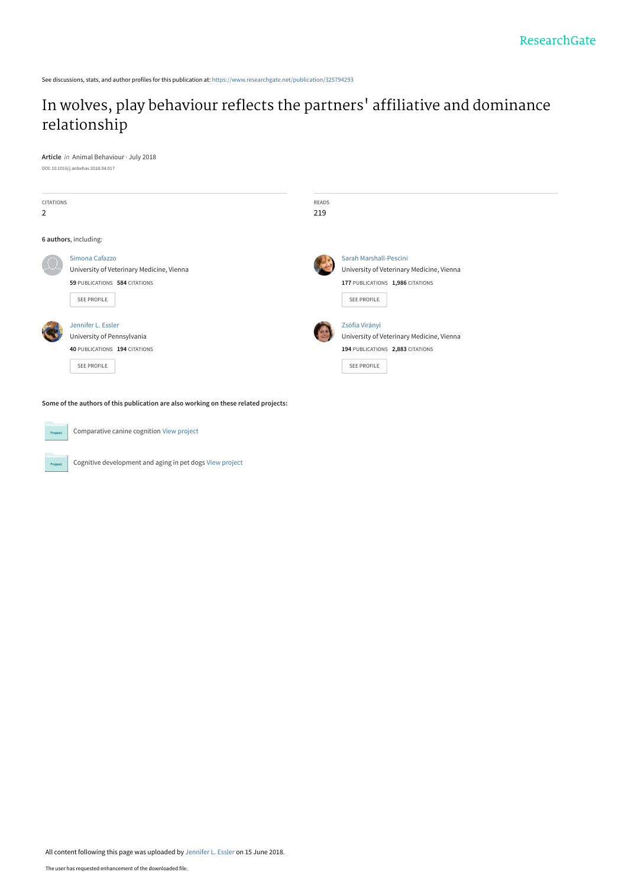See discussions, stats, and author profiles for this publication at: https://www.researchgate.net/publication/325794293

# In wolves, play behaviour reflects the partners' affiliative and dominance relationship

**Article** *in* Animal Behaviour · July 2018

DOI: 10.1016/j.anbehav.2018.04.017

| CITATIONS | READS |
|---|---|
| 2 | 219 |

**6 authors**, including:

**Simona Cafazzo**
University of Veterinary Medicine, Vienna
59 PUBLICATIONS 584 CITATIONS
SEE PROFILE

**Sarah Marshall-Pescini**
University of Veterinary Medicine, Vienna
177 PUBLICATIONS 1,986 CITATIONS
SEE PROFILE

**Jennifer L. Essler**
University of Pennsylvania
40 PUBLICATIONS 194 CITATIONS
SEE PROFILE

**Zsófia Virányi**
University of Veterinary Medicine, Vienna
194 PUBLICATIONS 2,883 CITATIONS
SEE PROFILE

**Some of the authors of this publication are also working on these related projects:**

Comparative canine cognition View project

Cognitive development and aging in pet dogs View project

All content following this page was uploaded by Jennifer L. Essler on 15 June 2018.

The user has requested enhancement of the downloaded file.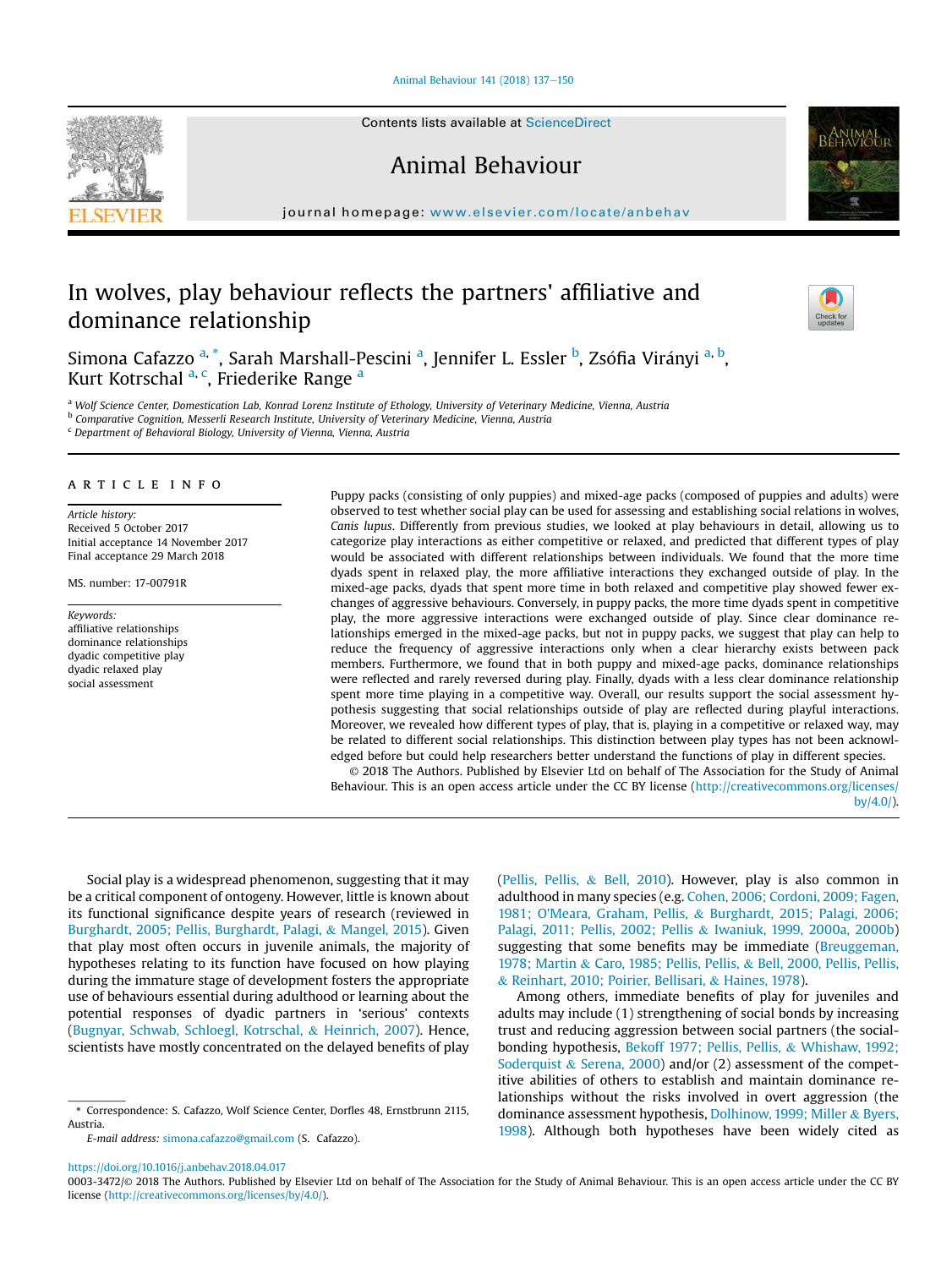# In wolves, play behaviour reflects the partners' affiliative and dominance relationship

Simona Cafazzo [a,*], Sarah Marshall-Pescini [a], Jennifer L. Essler [b], Zsófia Virányi [a,b], Kurt Kotrschal [a,c], Friederike Range [a]

[a] Wolf Science Center, Domestication Lab, Konrad Lorenz Institute of Ethology, University of Veterinary Medicine, Vienna, Austria
[b] Comparative Cognition, Messerli Research Institute, University of Veterinary Medicine, Vienna, Austria
[c] Department of Behavioral Biology, University of Vienna, Vienna, Austria

## ARTICLE INFO

*Article history:*
Received 5 October 2017
Initial acceptance 14 November 2017
Final acceptance 29 March 2018

MS. number: 17-00791R

*Keywords:*
affiliative relationships
dominance relationships
dyadic competitive play
dyadic relaxed play
social assessment

Puppy packs (consisting of only puppies) and mixed-age packs (composed of puppies and adults) were observed to test whether social play can be used for assessing and establishing social relations in wolves, *Canis lupus*. Differently from previous studies, we looked at play behaviours in detail, allowing us to categorize play interactions as either competitive or relaxed, and predicted that different types of play would be associated with different relationships between individuals. We found that the more time dyads spent in relaxed play, the more affiliative interactions they exchanged outside of play. In the mixed-age packs, dyads that spent more time in both relaxed and competitive play showed fewer exchanges of aggressive behaviours. Conversely, in puppy packs, the more time dyads spent in competitive play, the more aggressive interactions were exchanged outside of play. Since clear dominance relationships emerged in the mixed-age packs, but not in puppy packs, we suggest that play can help to reduce the frequency of aggressive interactions only when a clear hierarchy exists between pack members. Furthermore, we found that in both puppy and mixed-age packs, dominance relationships were reflected and rarely reversed during play. Finally, dyads with a less clear dominance relationship spent more time playing in a competitive way. Overall, our results support the social assessment hypothesis suggesting that social relationships outside of play are reflected during playful interactions. Moreover, we revealed how different types of play, that is, playing in a competitive or relaxed way, may be related to different social relationships. This distinction between play types has not been acknowledged before but could help researchers better understand the functions of play in different species.

© 2018 The Authors. Published by Elsevier Ltd on behalf of The Association for the Study of Animal Behaviour. This is an open access article under the CC BY license (http://creativecommons.org/licenses/by/4.0/).

Social play is a widespread phenomenon, suggesting that it may be a critical component of ontogeny. However, little is known about its functional significance despite years of research (reviewed in Burghardt, 2005; Pellis, Burghardt, Palagi, & Mangel, 2015). Given that play most often occurs in juvenile animals, the majority of hypotheses relating to its function have focused on how playing during the immature stage of development fosters the appropriate use of behaviours essential during adulthood or learning about the potential responses of dyadic partners in 'serious' contexts (Bugnyar, Schwab, Schloegl, Kotrschal, & Heinrich, 2007). Hence, scientists have mostly concentrated on the delayed benefits of play (Pellis, Pellis, & Bell, 2010). However, play is also common in adulthood in many species (e.g. Cohen, 2006; Cordoni, 2009; Fagen, 1981; O'Meara, Graham, Pellis, & Burghardt, 2015; Palagi, 2006; Palagi, 2011; Pellis, 2002; Pellis & Iwaniuk, 1999, 2000a, 2000b) suggesting that some benefits may be immediate (Breuggeman, 1978; Martin & Caro, 1985; Pellis, Pellis, & Bell, 2000, Pellis, Pellis, & Reinhart, 2010; Poirier, Bellisari, & Haines, 1978).

Among others, immediate benefits of play for juveniles and adults may include (1) strengthening of social bonds by increasing trust and reducing aggression between social partners (the social-bonding hypothesis, Bekoff 1977; Pellis, Pellis, & Whishaw, 1992; Soderquist & Serena, 2000) and/or (2) assessment of the competitive abilities of others to establish and maintain dominance relationships without the risks involved in overt aggression (the dominance assessment hypothesis, Dolhinow, 1999; Miller & Byers, 1998). Although both hypotheses have been widely cited as

\* Correspondence: S. Cafazzo, Wolf Science Center, Dorfles 48, Ernstbrunn 2115, Austria.
*E-mail address:* simona.cafazzo@gmail.com (S. Cafazzo).

https://doi.org/10.1016/j.anbehav.2018.04.017
0003-3472/© 2018 The Authors. Published by Elsevier Ltd on behalf of The Association for the Study of Animal Behaviour. This is an open access article under the CC BY license (http://creativecommons.org/licenses/by/4.0/).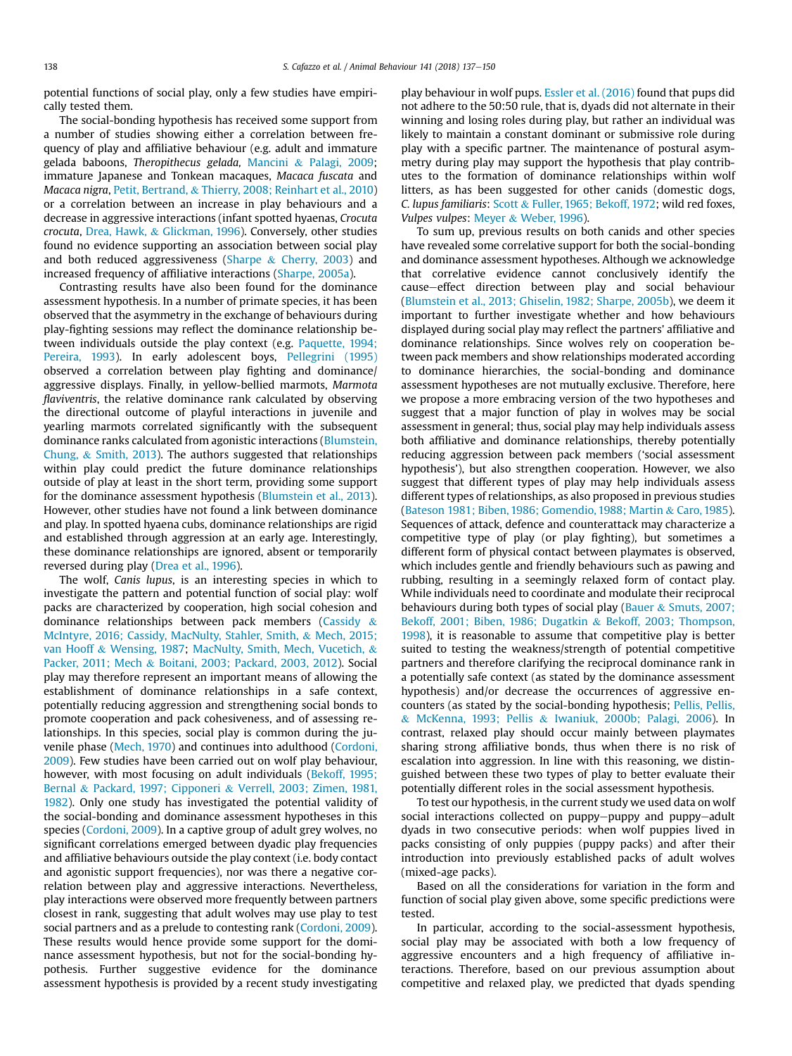potential functions of social play, only a few studies have empirically tested them.

The social-bonding hypothesis has received some support from a number of studies showing either a correlation between frequency of play and affiliative behaviour (e.g. adult and immature gelada baboons, *Theropithecus gelada*, Mancini & Palagi, 2009; immature Japanese and Tonkean macaques, *Macaca fuscata* and *Macaca nigra*, Petit, Bertrand, & Thierry, 2008; Reinhart et al., 2010) or a correlation between an increase in play behaviours and a decrease in aggressive interactions (infant spotted hyaenas, *Crocuta crocuta*, Drea, Hawk, & Glickman, 1996). Conversely, other studies found no evidence supporting an association between social play and both reduced aggressiveness (Sharpe & Cherry, 2003) and increased frequency of affiliative interactions (Sharpe, 2005a).

Contrasting results have also been found for the dominance assessment hypothesis. In a number of primate species, it has been observed that the asymmetry in the exchange of behaviours during play-fighting sessions may reflect the dominance relationship between individuals outside the play context (e.g. Paquette, 1994; Pereira, 1993). In early adolescent boys, Pellegrini (1995) observed a correlation between play fighting and dominance/aggressive displays. Finally, in yellow-bellied marmots, *Marmota flaviventris*, the relative dominance rank calculated by observing the directional outcome of playful interactions in juvenile and yearling marmots correlated significantly with the subsequent dominance ranks calculated from agonistic interactions (Blumstein, Chung, & Smith, 2013). The authors suggested that relationships within play could predict the future dominance relationships outside of play at least in the short term, providing some support for the dominance assessment hypothesis (Blumstein et al., 2013). However, other studies have not found a link between dominance and play. In spotted hyaena cubs, dominance relationships are rigid and established through aggression at an early age. Interestingly, these dominance relationships are ignored, absent or temporarily reversed during play (Drea et al., 1996).

The wolf, *Canis lupus*, is an interesting species in which to investigate the pattern and potential function of social play: wolf packs are characterized by cooperation, high social cohesion and dominance relationships between pack members (Cassidy & McIntyre, 2016; Cassidy, MacNulty, Stahler, Smith, & Mech, 2015; van Hooff & Wensing, 1987; MacNulty, Smith, Mech, Vucetich, & Packer, 2011; Mech & Boitani, 2003; Packard, 2003, 2012). Social play may therefore represent an important means of allowing the establishment of dominance relationships in a safe context, potentially reducing aggression and strengthening social bonds to promote cooperation and pack cohesiveness, and of assessing relationships. In this species, social play is common during the juvenile phase (Mech, 1970) and continues into adulthood (Cordoni, 2009). Few studies have been carried out on wolf play behaviour, however, with most focusing on adult individuals (Bekoff, 1995; Bernal & Packard, 1997; Cipponeri & Verrell, 2003; Zimen, 1981, 1982). Only one study has investigated the potential validity of the social-bonding and dominance assessment hypotheses in this species (Cordoni, 2009). In a captive group of adult grey wolves, no significant correlations emerged between dyadic play frequencies and affiliative behaviours outside the play context (i.e. body contact and agonistic support frequencies), nor was there a negative correlation between play and aggressive interactions. Nevertheless, play interactions were observed more frequently between partners closest in rank, suggesting that adult wolves may use play to test social partners and as a prelude to contesting rank (Cordoni, 2009). These results would hence provide some support for the dominance assessment hypothesis, but not for the social-bonding hypothesis. Further suggestive evidence for the dominance assessment hypothesis is provided by a recent study investigating play behaviour in wolf pups. Essler et al. (2016) found that pups did not adhere to the 50:50 rule, that is, dyads did not alternate in their winning and losing roles during play, but rather an individual was likely to maintain a constant dominant or submissive role during play with a specific partner. The maintenance of postural asymmetry during play may support the hypothesis that play contributes to the formation of dominance relationships within wolf litters, as has been suggested for other canids (domestic dogs, *C. lupus familiaris*: Scott & Fuller, 1965; Bekoff, 1972; wild red foxes, *Vulpes vulpes*: Meyer & Weber, 1996).

To sum up, previous results on both canids and other species have revealed some correlative support for both the social-bonding and dominance assessment hypotheses. Although we acknowledge that correlative evidence cannot conclusively identify the cause–effect direction between play and social behaviour (Blumstein et al., 2013; Ghiselin, 1982; Sharpe, 2005b), we deem it important to further investigate whether and how behaviours displayed during social play may reflect the partners' affiliative and dominance relationships. Since wolves rely on cooperation between pack members and show relationships moderated according to dominance hierarchies, the social-bonding and dominance assessment hypotheses are not mutually exclusive. Therefore, here we propose a more embracing version of the two hypotheses and suggest that a major function of play in wolves may be social assessment in general; thus, social play may help individuals assess both affiliative and dominance relationships, thereby potentially reducing aggression between pack members ('social assessment hypothesis'), but also strengthen cooperation. However, we also suggest that different types of play may help individuals assess different types of relationships, as also proposed in previous studies (Bateson 1981; Biben, 1986; Gomendio, 1988; Martin & Caro, 1985). Sequences of attack, defence and counterattack may characterize a competitive type of play (or play fighting), but sometimes a different form of physical contact between playmates is observed, which includes gentle and friendly behaviours such as pawing and rubbing, resulting in a seemingly relaxed form of contact play. While individuals need to coordinate and modulate their reciprocal behaviours during both types of social play (Bauer & Smuts, 2007; Bekoff, 2001; Biben, 1986; Dugatkin & Bekoff, 2003; Thompson, 1998), it is reasonable to assume that competitive play is better suited to testing the weakness/strength of potential competitive partners and therefore clarifying the reciprocal dominance rank in a potentially safe context (as stated by the dominance assessment hypothesis) and/or decrease the occurrences of aggressive encounters (as stated by the social-bonding hypothesis; Pellis, Pellis, & McKenna, 1993; Pellis & Iwaniuk, 2000b; Palagi, 2006). In contrast, relaxed play should occur mainly between playmates sharing strong affiliative bonds, thus when there is no risk of escalation into aggression. In line with this reasoning, we distinguished between these two types of play to better evaluate their potentially different roles in the social assessment hypothesis.

To test our hypothesis, in the current study we used data on wolf social interactions collected on puppy–puppy and puppy–adult dyads in two consecutive periods: when wolf puppies lived in packs consisting of only puppies (puppy packs) and after their introduction into previously established packs of adult wolves (mixed-age packs).

Based on all the considerations for variation in the form and function of social play given above, some specific predictions were tested.

In particular, according to the social-assessment hypothesis, social play may be associated with both a low frequency of aggressive encounters and a high frequency of affiliative interactions. Therefore, based on our previous assumption about competitive and relaxed play, we predicted that dyads spending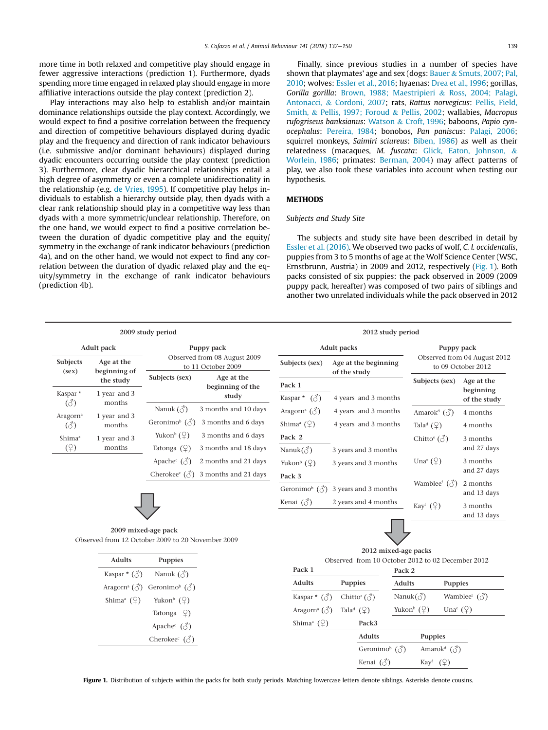more time in both relaxed and competitive play should engage in fewer aggressive interactions (prediction 1). Furthermore, dyads spending more time engaged in relaxed play should engage in more affiliative interactions outside the play context (prediction 2).

Play interactions may also help to establish and/or maintain dominance relationships outside the play context. Accordingly, we would expect to find a positive correlation between the frequency and direction of competitive behaviours displayed during dyadic play and the frequency and direction of rank indicator behaviours (i.e. submissive and/or dominant behaviours) displayed during dyadic encounters occurring outside the play context (prediction 3). Furthermore, clear dyadic hierarchical relationships entail a high degree of asymmetry or even a complete unidirectionality in the relationship (e.g. de Vries, 1995). If competitive play helps individuals to establish a hierarchy outside play, then dyads with a clear rank relationship should play in a competitive way less than dyads with a more symmetric/unclear relationship. Therefore, on the one hand, we would expect to find a positive correlation between the duration of dyadic competitive play and the equity/symmetry in the exchange of rank indicator behaviours (prediction 4a), and on the other hand, we would not expect to find any correlation between the duration of dyadic relaxed play and the equity/symmetry in the exchange of rank indicator behaviours (prediction 4b).

Finally, since previous studies in a number of species have shown that playmates' age and sex (dogs: Bauer & Smuts, 2007; Pal, 2010; wolves: Essler et al., 2016; hyaenas: Drea et al., 1996; gorillas, *Gorilla gorilla*: Brown, 1988; Maestripieri & Ross, 2004; Palagi, Antonacci, & Cordoni, 2007; rats, *Rattus norvegicus*: Pellis, Field, Smith, & Pellis, 1997; Foroud & Pellis, 2002; wallabies, *Macropus rufogriseus banksianus*: Watson & Croft, 1996; baboons, *Papio cynocephalus*: Pereira, 1984; bonobos, *Pan paniscus*: Palagi, 2006; squirrel monkeys, *Saimiri sciureus*: Biben, 1986) as well as their relatedness (macaques, *M. fuscata*: Glick, Eaton, Johnson, & Worlein, 1986; primates: Berman, 2004) may affect patterns of play, we also took these variables into account when testing our hypothesis.

## METHODS

### *Subjects and Study Site*

The subjects and study site have been described in detail by Essler et al. (2016). We observed two packs of wolf, *C. l. occidentalis*, puppies from 3 to 5 months of age at the Wolf Science Center (WSC, Ernstbrunn, Austria) in 2009 and 2012, respectively (Fig. 1). Both packs consisted of six puppies: the pack observed in 2009 (2009 puppy pack, hereafter) was composed of two pairs of siblings and another two unrelated individuals while the pack observed in 2012

**2009 study period**

Adult pack

| Subjects (sex) | Age at the beginning of the study |
|---|---|
| Kaspar * (♂) | 1 year and 3 months |
| Aragorn[a] (♂) | 1 year and 3 months |
| Shima[a] (♀) | 1 year and 3 months |

Puppy pack — Observed from 08 August 2009 to 11 October 2009

| Subjects (sex) | Age at the beginning of the study |
|---|---|
| Nanuk (♂) | 3 months and 10 days |
| Geronimo[b] (♂) | 3 months and 6 days |
| Yukon[b] (♀) | 3 months and 6 days |
| Tatonga (♀) | 3 months and 18 days |
| Apache[c] (♂) | 2 months and 21 days |
| Cherokee[c] (♂) | 3 months and 21 days |

2009 mixed-age pack — Observed from 12 October 2009 to 20 November 2009

| Adults | Puppies |
|---|---|
| Kaspar * (♂) | Nanuk (♂) |
| Aragorn[a] (♂) | Geronimo[b] (♂) |
| Shima[a] (♀) | Yukon[b] (♀) |
| | Tatonga (♀) |
| | Apache[c] (♂) |
| | Cherokee[c] (♂) |

**2012 study period**

Adult packs

| Subjects (sex) | Age at the beginning of the study |
|---|---|
| **Pack 1** | |
| Kaspar * (♂) | 4 years and 3 months |
| Aragorn[a] (♂) | 4 years and 3 months |
| Shima[a] (♀) | 4 years and 3 months |
| **Pack 2** | |
| Nanuk (♂) | 3 years and 3 months |
| Yukon[b] (♀) | 3 years and 3 months |
| **Pack 3** | |
| Geronimo[b] (♂) | 3 years and 3 months |
| Kenai (♂) | 2 years and 4 months |

Puppy pack — Observed from 04 August 2012 to 09 October 2012

| Subjects (sex) | Age at the beginning of the study |
|---|---|
| Amarok[d] (♂) | 4 months |
| Tala[d] (♀) | 4 months |
| Chitto[e] (♂) | 3 months and 27 days |
| Una[e] (♀) | 3 months and 27 days |
| Wamblee[f] (♂) | 2 months and 13 days |
| Kay[f] (♀) | 3 months and 13 days |

2012 mixed-age packs — Observed from 10 October 2012 to 02 December 2012

Pack 1

| Adults | Puppies |
|---|---|
| Kaspar * (♂) | Chitto[e] (♂) |
| Aragorn[a] (♂) | Tala[d] (♀) |
| Shima[a] (♀) | |

Pack 2

| Adults | Puppies |
|---|---|
| Nanuk (♂) | Wamblee[f] (♂) |
| Yukon[b] (♀) | Una[e] (♀) |

Pack3

| Adults | Puppies |
|---|---|
| Geronimo[b] (♂) | Amarok[d] (♂) |
| Kenai (♂) | Kay[f] (♀) |

**Figure 1.** Distribution of subjects within the packs for both study periods. Matching lowercase letters denote siblings. Asterisks denote cousins.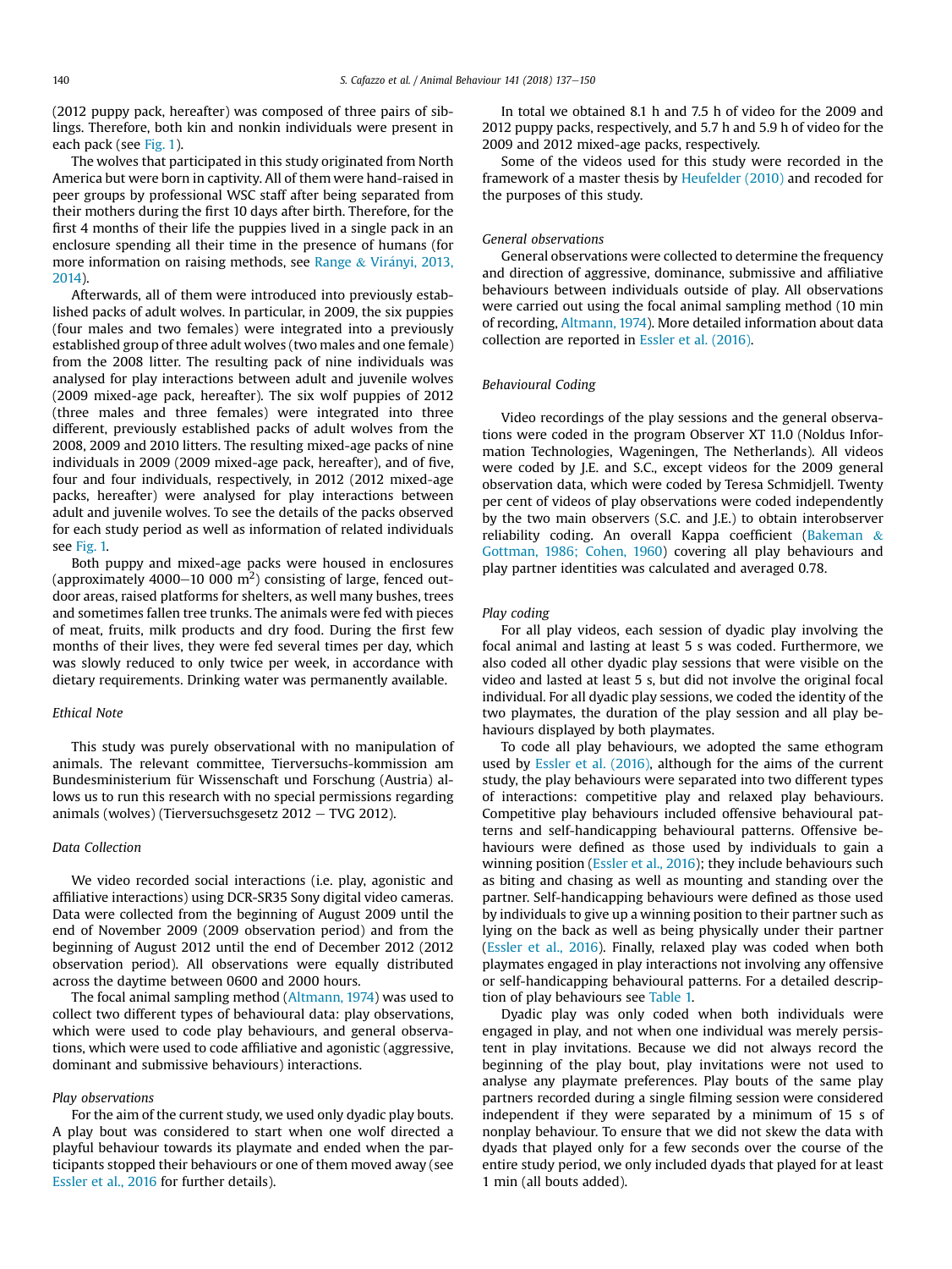(2012 puppy pack, hereafter) was composed of three pairs of siblings. Therefore, both kin and nonkin individuals were present in each pack (see Fig. 1).

The wolves that participated in this study originated from North America but were born in captivity. All of them were hand-raised in peer groups by professional WSC staff after being separated from their mothers during the first 10 days after birth. Therefore, for the first 4 months of their life the puppies lived in a single pack in an enclosure spending all their time in the presence of humans (for more information on raising methods, see Range & Virányi, 2013, 2014).

Afterwards, all of them were introduced into previously established packs of adult wolves. In particular, in 2009, the six puppies (four males and two females) were integrated into a previously established group of three adult wolves (two males and one female) from the 2008 litter. The resulting pack of nine individuals was analysed for play interactions between adult and juvenile wolves (2009 mixed-age pack, hereafter). The six wolf puppies of 2012 (three males and three females) were integrated into three different, previously established packs of adult wolves from the 2008, 2009 and 2010 litters. The resulting mixed-age packs of nine individuals in 2009 (2009 mixed-age pack, hereafter), and of five, four and four individuals, respectively, in 2012 (2012 mixed-age packs, hereafter) were analysed for play interactions between adult and juvenile wolves. To see the details of the packs observed for each study period as well as information of related individuals see Fig. 1.

Both puppy and mixed-age packs were housed in enclosures (approximately 4000–10 000 $m^2$) consisting of large, fenced outdoor areas, raised platforms for shelters, as well many bushes, trees and sometimes fallen tree trunks. The animals were fed with pieces of meat, fruits, milk products and dry food. During the first few months of their lives, they were fed several times per day, which was slowly reduced to only twice per week, in accordance with dietary requirements. Drinking water was permanently available.

### Ethical Note

This study was purely observational with no manipulation of animals. The relevant committee, Tierversuchs-kommission am Bundesministerium für Wissenschaft und Forschung (Austria) allows us to run this research with no special permissions regarding animals (wolves) (Tierversuchsgesetz 2012 − TVG 2012).

### Data Collection

We video recorded social interactions (i.e. play, agonistic and affiliative interactions) using DCR-SR35 Sony digital video cameras. Data were collected from the beginning of August 2009 until the end of November 2009 (2009 observation period) and from the beginning of August 2012 until the end of December 2012 (2012 observation period). All observations were equally distributed across the daytime between 0600 and 2000 hours.

The focal animal sampling method (Altmann, 1974) was used to collect two different types of behavioural data: play observations, which were used to code play behaviours, and general observations, which were used to code affiliative and agonistic (aggressive, dominant and submissive behaviours) interactions.

*Play observations*

For the aim of the current study, we used only dyadic play bouts. A play bout was considered to start when one wolf directed a playful behaviour towards its playmate and ended when the participants stopped their behaviours or one of them moved away (see Essler et al., 2016 for further details).

In total we obtained 8.1 h and 7.5 h of video for the 2009 and 2012 puppy packs, respectively, and 5.7 h and 5.9 h of video for the 2009 and 2012 mixed-age packs, respectively.

Some of the videos used for this study were recorded in the framework of a master thesis by Heufelder (2010) and recoded for the purposes of this study.

*General observations*

General observations were collected to determine the frequency and direction of aggressive, dominance, submissive and affiliative behaviours between individuals outside of play. All observations were carried out using the focal animal sampling method (10 min of recording, Altmann, 1974). More detailed information about data collection are reported in Essler et al. (2016).

### Behavioural Coding

Video recordings of the play sessions and the general observations were coded in the program Observer XT 11.0 (Noldus Information Technologies, Wageningen, The Netherlands). All videos were coded by J.E. and S.C., except videos for the 2009 general observation data, which were coded by Teresa Schmidjell. Twenty per cent of videos of play observations were coded independently by the two main observers (S.C. and J.E.) to obtain interobserver reliability coding. An overall Kappa coefficient (Bakeman & Gottman, 1986; Cohen, 1960) covering all play behaviours and play partner identities was calculated and averaged 0.78.

*Play coding*

For all play videos, each session of dyadic play involving the focal animal and lasting at least 5 s was coded. Furthermore, we also coded all other dyadic play sessions that were visible on the video and lasted at least 5 s, but did not involve the original focal individual. For all dyadic play sessions, we coded the identity of the two playmates, the duration of the play session and all play behaviours displayed by both playmates.

To code all play behaviours, we adopted the same ethogram used by Essler et al. (2016), although for the aims of the current study, the play behaviours were separated into two different types of interactions: competitive play and relaxed play behaviours. Competitive play behaviours included offensive behavioural patterns and self-handicapping behavioural patterns. Offensive behaviours were defined as those used by individuals to gain a winning position (Essler et al., 2016); they include behaviours such as biting and chasing as well as mounting and standing over the partner. Self-handicapping behaviours were defined as those used by individuals to give up a winning position to their partner such as lying on the back as well as being physically under their partner (Essler et al., 2016). Finally, relaxed play was coded when both playmates engaged in play interactions not involving any offensive or self-handicapping behavioural patterns. For a detailed description of play behaviours see Table 1.

Dyadic play was only coded when both individuals were engaged in play, and not when one individual was merely persistent in play invitations. Because we did not always record the beginning of the play bout, play invitations were not used to analyse any playmate preferences. Play bouts of the same play partners recorded during a single filming session were considered independent if they were separated by a minimum of 15 s of nonplay behaviour. To ensure that we did not skew the data with dyads that played only for a few seconds over the course of the entire study period, we only included dyads that played for at least 1 min (all bouts added).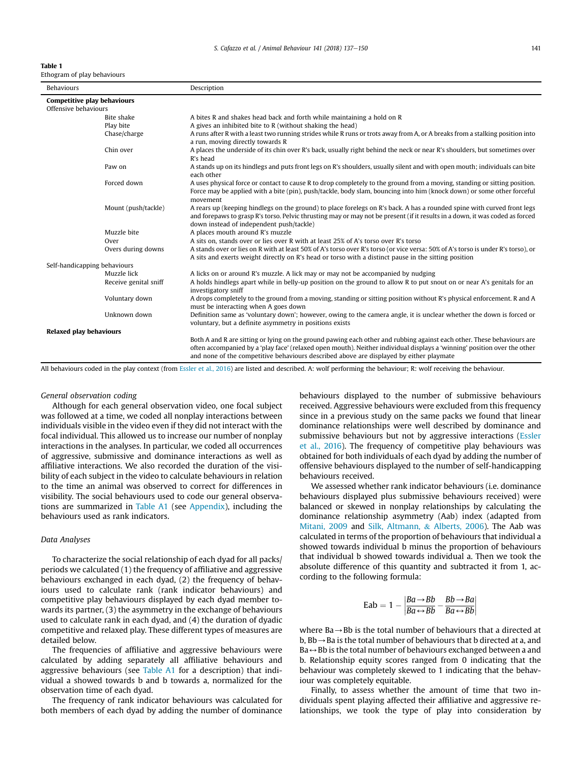**Table 1**
Ethogram of play behaviours

| Behaviours | Description |
|---|---|
| **Competitive play behaviours** | |
| Offensive behaviours | |
| Bite shake | A bites R and shakes head back and forth while maintaining a hold on R |
| Play bite | A gives an inhibited bite to R (without shaking the head) |
| Chase/charge | A runs after R with a least two running strides while R runs or trots away from A, or A breaks from a stalking position into a run, moving directly towards R |
| Chin over | A places the underside of its chin over R's back, usually right behind the neck or near R's shoulders, but sometimes over R's head |
| Paw on | A stands up on its hindlegs and puts front legs on R's shoulders, usually silent and with open mouth; individuals can bite each other |
| Forced down | A uses physical force or contact to cause R to drop completely to the ground from a moving, standing or sitting position. Force may be applied with a bite (pin), push/tackle, body slam, bouncing into him (knock down) or some other forceful movement |
| Mount (push/tackle) | A rears up (keeping hindlegs on the ground) to place forelegs on R's back. A has a rounded spine with curved front legs and forepaws to grasp R's torso. Pelvic thrusting may or may not be present (if it results in a down, it was coded as forced down instead of independent push/tackle) |
| Muzzle bite | A places mouth around R's muzzle |
| Over | A sits on, stands over or lies over R with at least 25% of A's torso over R's torso |
| Overs during downs | A stands over or lies on R with at least 50% of A's torso over R's torso (or vice versa: 50% of A's torso is under R's torso), or A sits and exerts weight directly on R's head or torso with a distinct pause in the sitting position |
| Self-handicapping behaviours | |
| Muzzle lick | A licks on or around R's muzzle. A lick may or may not be accompanied by nudging |
| Receive genital sniff | A holds hindlegs apart while in belly-up position on the ground to allow R to put snout on or near A's genitals for an investigatory sniff |
| Voluntary down | A drops completely to the ground from a moving, standing or sitting position without R's physical enforcement. R and A must be interacting when A goes down |
| Unknown down | Definition same as 'voluntary down'; however, owing to the camera angle, it is unclear whether the down is forced or voluntary, but a definite asymmetry in positions exists |
| **Relaxed play behaviours** | Both A and R are sitting or lying on the ground pawing each other and rubbing against each other. These behaviours are often accompanied by a 'play face' (relaxed open mouth). Neither individual displays a 'winning' position over the other and none of the competitive behaviours described above are displayed by either playmate |

All behaviours coded in the play context (from Essler et al., 2016) are listed and described. A: wolf performing the behaviour; R: wolf receiving the behaviour.

*General observation coding*

Although for each general observation video, one focal subject was followed at a time, we coded all nonplay interactions between individuals visible in the video even if they did not interact with the focal individual. This allowed us to increase our number of nonplay interactions in the analyses. In particular, we coded all occurrences of aggressive, submissive and dominance interactions as well as affiliative interactions. We also recorded the duration of the visibility of each subject in the video to calculate behaviours in relation to the time an animal was observed to correct for differences in visibility. The social behaviours used to code our general observations are summarized in Table A1 (see Appendix), including the behaviours used as rank indicators.

*Data Analyses*

To characterize the social relationship of each dyad for all packs/periods we calculated (1) the frequency of affiliative and aggressive behaviours exchanged in each dyad, (2) the frequency of behaviours used to calculate rank (rank indicator behaviours) and competitive play behaviours displayed by each dyad member towards its partner, (3) the asymmetry in the exchange of behaviours used to calculate rank in each dyad, and (4) the duration of dyadic competitive and relaxed play. These different types of measures are detailed below.

The frequencies of affiliative and aggressive behaviours were calculated by adding separately all affiliative behaviours and aggressive behaviours (see Table A1 for a description) that individual a showed towards b and b towards a, normalized for the observation time of each dyad.

The frequency of rank indicator behaviours was calculated for both members of each dyad by adding the number of dominance behaviours displayed to the number of submissive behaviours received. Aggressive behaviours were excluded from this frequency since in a previous study on the same packs we found that linear dominance relationships were well described by dominance and submissive behaviours but not by aggressive interactions (Essler et al., 2016). The frequency of competitive play behaviours was obtained for both individuals of each dyad by adding the number of offensive behaviours displayed to the number of self-handicapping behaviours received.

We assessed whether rank indicator behaviours (i.e. dominance behaviours displayed plus submissive behaviours received) were balanced or skewed in nonplay relationships by calculating the dominance relationship asymmetry (Aab) index (adapted from Mitani, 2009 and Silk, Altmann, & Alberts, 2006). The Aab was calculated in terms of the proportion of behaviours that individual a showed towards individual b minus the proportion of behaviours that individual b showed towards individual a. Then we took the absolute difference of this quantity and subtracted it from 1, according to the following formula:

$$\text{Eab} = 1 - \left| \frac{Ba \rightarrow Bb}{Ba \leftrightarrow Bb} - \frac{Bb \rightarrow Ba}{Ba \leftrightarrow Bb} \right|$$

where Ba→Bb is the total number of behaviours that a directed at b, Bb→Ba is the total number of behaviours that b directed at a, and Ba↔Bb is the total number of behaviours exchanged between a and b. Relationship equity scores ranged from 0 indicating that the behaviour was completely skewed to 1 indicating that the behaviour was completely equitable.

Finally, to assess whether the amount of time that two individuals spent playing affected their affiliative and aggressive relationships, we took the type of play into consideration by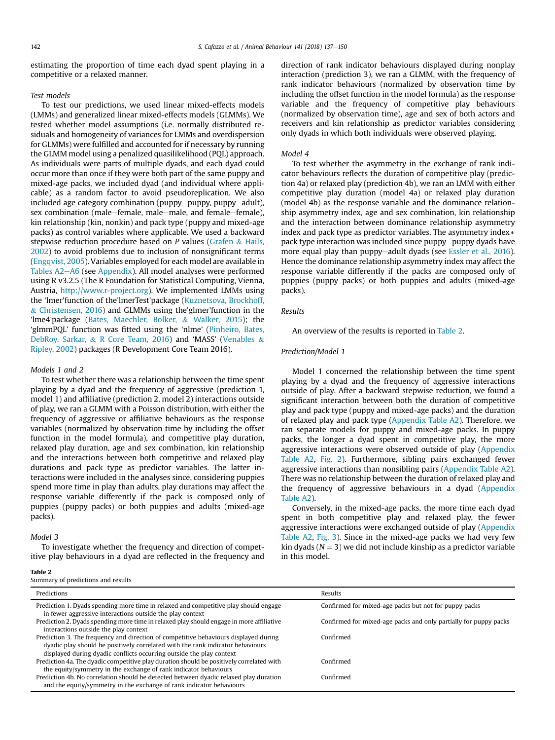estimating the proportion of time each dyad spent playing in a competitive or a relaxed manner.

*Test models*

To test our predictions, we used linear mixed-effects models (LMMs) and generalized linear mixed-effects models (GLMMs). We tested whether model assumptions (i.e. normally distributed residuals and homogeneity of variances for LMMs and overdispersion for GLMMs) were fulfilled and accounted for if necessary by running the GLMM model using a penalized quasilikelihood (PQL) approach. As individuals were parts of multiple dyads, and each dyad could occur more than once if they were both part of the same puppy and mixed-age packs, we included dyad (and individual where applicable) as a random factor to avoid pseudoreplication. We also included age category combination (puppy–puppy, puppy–adult), sex combination (male–female, male–male, and female–female), kin relationship (kin, nonkin) and pack type (puppy and mixed-age packs) as control variables where applicable. We used a backward stepwise reduction procedure based on *P* values (Grafen & Hails, 2002) to avoid problems due to inclusion of nonsignificant terms (Engqvist, 2005). Variables employed for each model are available in Tables A2–A6 (see Appendix). All model analyses were performed using R v3.2.5 (The R Foundation for Statistical Computing, Vienna, Austria, http://www.r-project.org). We implemented LMMs using the 'lmer'function of the'lmerTest'package (Kuznetsova, Brockhoff, & Christensen, 2016) and GLMMs using the'glmer'function in the 'lme4'package (Bates, Maechler, Bolker, & Walker, 2015); the 'glmmPQL' function was fitted using the 'nlme' (Pinheiro, Bates, DebRoy, Sarkar, & R Core Team, 2016) and 'MASS' (Venables & Ripley, 2002) packages (R Development Core Team 2016).

*Models 1 and 2*

To test whether there was a relationship between the time spent playing by a dyad and the frequency of aggressive (prediction 1, model 1) and affiliative (prediction 2, model 2) interactions outside of play, we ran a GLMM with a Poisson distribution, with either the frequency of aggressive or affiliative behaviours as the response variables (normalized by observation time by including the offset function in the model formula), and competitive play duration, relaxed play duration, age and sex combination, kin relationship and the interactions between both competitive and relaxed play durations and pack type as predictor variables. The latter interactions were included in the analyses since, considering puppies spend more time in play than adults, play durations may affect the response variable differently if the pack is composed only of puppies (puppy packs) or both puppies and adults (mixed-age packs).

*Model 3*

To investigate whether the frequency and direction of competitive play behaviours in a dyad are reflected in the frequency and direction of rank indicator behaviours displayed during nonplay interaction (prediction 3), we ran a GLMM, with the frequency of rank indicator behaviours (normalized by observation time by including the offset function in the model formula) as the response variable and the frequency of competitive play behaviours (normalized by observation time), age and sex of both actors and receivers and kin relationship as predictor variables considering only dyads in which both individuals were observed playing.

*Model 4*

To test whether the asymmetry in the exchange of rank indicator behaviours reflects the duration of competitive play (prediction 4a) or relaxed play (prediction 4b), we ran an LMM with either competitive play duration (model 4a) or relaxed play duration (model 4b) as the response variable and the dominance relationship asymmetry index, age and sex combination, kin relationship and the interaction between dominance relationship asymmetry index and pack type as predictor variables. The asymmetry index * pack type interaction was included since puppy–puppy dyads have more equal play than puppy–adult dyads (see Essler et al., 2016). Hence the dominance relationship asymmetry index may affect the response variable differently if the packs are composed only of puppies (puppy packs) or both puppies and adults (mixed-age packs).

*Results*

An overview of the results is reported in Table 2.

*Prediction/Model 1*

Model 1 concerned the relationship between the time spent playing by a dyad and the frequency of aggressive interactions outside of play. After a backward stepwise reduction, we found a significant interaction between both the duration of competitive play and pack type (puppy and mixed-age packs) and the duration of relaxed play and pack type (Appendix Table A2). Therefore, we ran separate models for puppy and mixed-age packs. In puppy packs, the longer a dyad spent in competitive play, the more aggressive interactions were observed outside of play (Appendix Table A2, Fig. 2). Furthermore, sibling pairs exchanged fewer aggressive interactions than nonsibling pairs (Appendix Table A2). There was no relationship between the duration of relaxed play and the frequency of aggressive behaviours in a dyad (Appendix Table A2).

Conversely, in the mixed-age packs, the more time each dyad spent in both competitive play and relaxed play, the fewer aggressive interactions were exchanged outside of play (Appendix Table A2, Fig. 3). Since in the mixed-age packs we had very few kin dyads ($N = 3$) we did not include kinship as a predictor variable in this model.

**Table 2**
Summary of predictions and results

| Predictions | Results |
|---|---|
| Prediction 1. Dyads spending more time in relaxed and competitive play should engage in fewer aggressive interactions outside the play context | Confirmed for mixed-age packs but not for puppy packs |
| Prediction 2. Dyads spending more time in relaxed play should engage in more affiliative interactions outside the play context | Confirmed for mixed-age packs and only partially for puppy packs |
| Prediction 3. The frequency and direction of competitive behaviours displayed during dyadic play should be positively correlated with the rank indicator behaviours displayed during dyadic conflicts occurring outside the play context | Confirmed |
| Prediction 4a. The dyadic competitive play duration should be positively correlated with the equity/symmetry in the exchange of rank indicator behaviours | Confirmed |
| Prediction 4b. No correlation should be detected between dyadic relaxed play duration and the equity/symmetry in the exchange of rank indicator behaviours | Confirmed |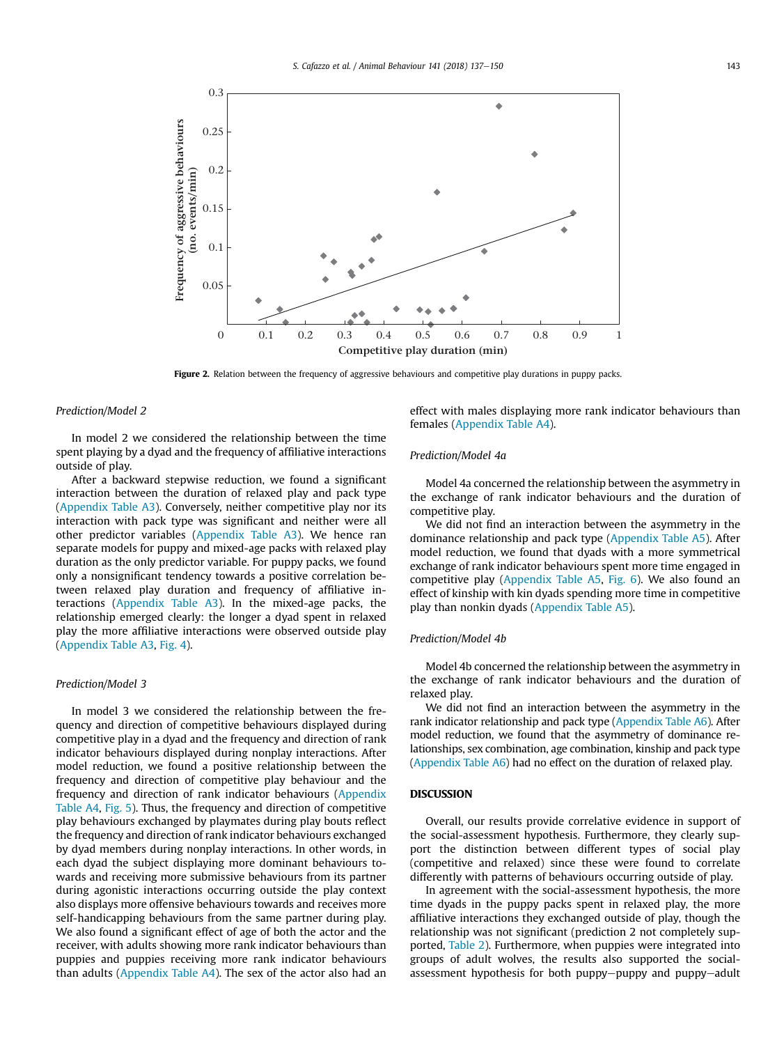Figure 2. Relation between the frequency of aggressive behaviours and competitive play durations in puppy packs.

### Prediction/Model 2

In model 2 we considered the relationship between the time spent playing by a dyad and the frequency of affiliative interactions outside of play.

After a backward stepwise reduction, we found a significant interaction between the duration of relaxed play and pack type (Appendix Table A3). Conversely, neither competitive play nor its interaction with pack type was significant and neither were all other predictor variables (Appendix Table A3). We hence ran separate models for puppy and mixed-age packs with relaxed play duration as the only predictor variable. For puppy packs, we found only a nonsignificant tendency towards a positive correlation between relaxed play duration and frequency of affiliative interactions (Appendix Table A3). In the mixed-age packs, the relationship emerged clearly: the longer a dyad spent in relaxed play the more affiliative interactions were observed outside play (Appendix Table A3, Fig. 4).

### Prediction/Model 3

In model 3 we considered the relationship between the frequency and direction of competitive behaviours displayed during competitive play in a dyad and the frequency and direction of rank indicator behaviours displayed during nonplay interactions. After model reduction, we found a positive relationship between the frequency and direction of competitive play behaviour and the frequency and direction of rank indicator behaviours (Appendix Table A4, Fig. 5). Thus, the frequency and direction of competitive play behaviours exchanged by playmates during play bouts reflect the frequency and direction of rank indicator behaviours exchanged by dyad members during nonplay interactions. In other words, in each dyad the subject displaying more dominant behaviours towards and receiving more submissive behaviours from its partner during agonistic interactions occurring outside the play context also displays more offensive behaviours towards and receives more self-handicapping behaviours from the same partner during play. We also found a significant effect of age of both the actor and the receiver, with adults showing more rank indicator behaviours than puppies and puppies receiving more rank indicator behaviours than adults (Appendix Table A4). The sex of the actor also had an effect with males displaying more rank indicator behaviours than females (Appendix Table A4).

### Prediction/Model 4a

Model 4a concerned the relationship between the asymmetry in the exchange of rank indicator behaviours and the duration of competitive play.

We did not find an interaction between the asymmetry in the dominance relationship and pack type (Appendix Table A5). After model reduction, we found that dyads with a more symmetrical exchange of rank indicator behaviours spent more time engaged in competitive play (Appendix Table A5, Fig. 6). We also found an effect of kinship with kin dyads spending more time in competitive play than nonkin dyads (Appendix Table A5).

### Prediction/Model 4b

Model 4b concerned the relationship between the asymmetry in the exchange of rank indicator behaviours and the duration of relaxed play.

We did not find an interaction between the asymmetry in the rank indicator relationship and pack type (Appendix Table A6). After model reduction, we found that the asymmetry of dominance relationships, sex combination, age combination, kinship and pack type (Appendix Table A6) had no effect on the duration of relaxed play.

## DISCUSSION

Overall, our results provide correlative evidence in support of the social-assessment hypothesis. Furthermore, they clearly support the distinction between different types of social play (competitive and relaxed) since these were found to correlate differently with patterns of behaviours occurring outside of play.

In agreement with the social-assessment hypothesis, the more time dyads in the puppy packs spent in relaxed play, the more affiliative interactions they exchanged outside of play, though the relationship was not significant (prediction 2 not completely supported, Table 2). Furthermore, when puppies were integrated into groups of adult wolves, the results also supported the social-assessment hypothesis for both puppy–puppy and puppy–adult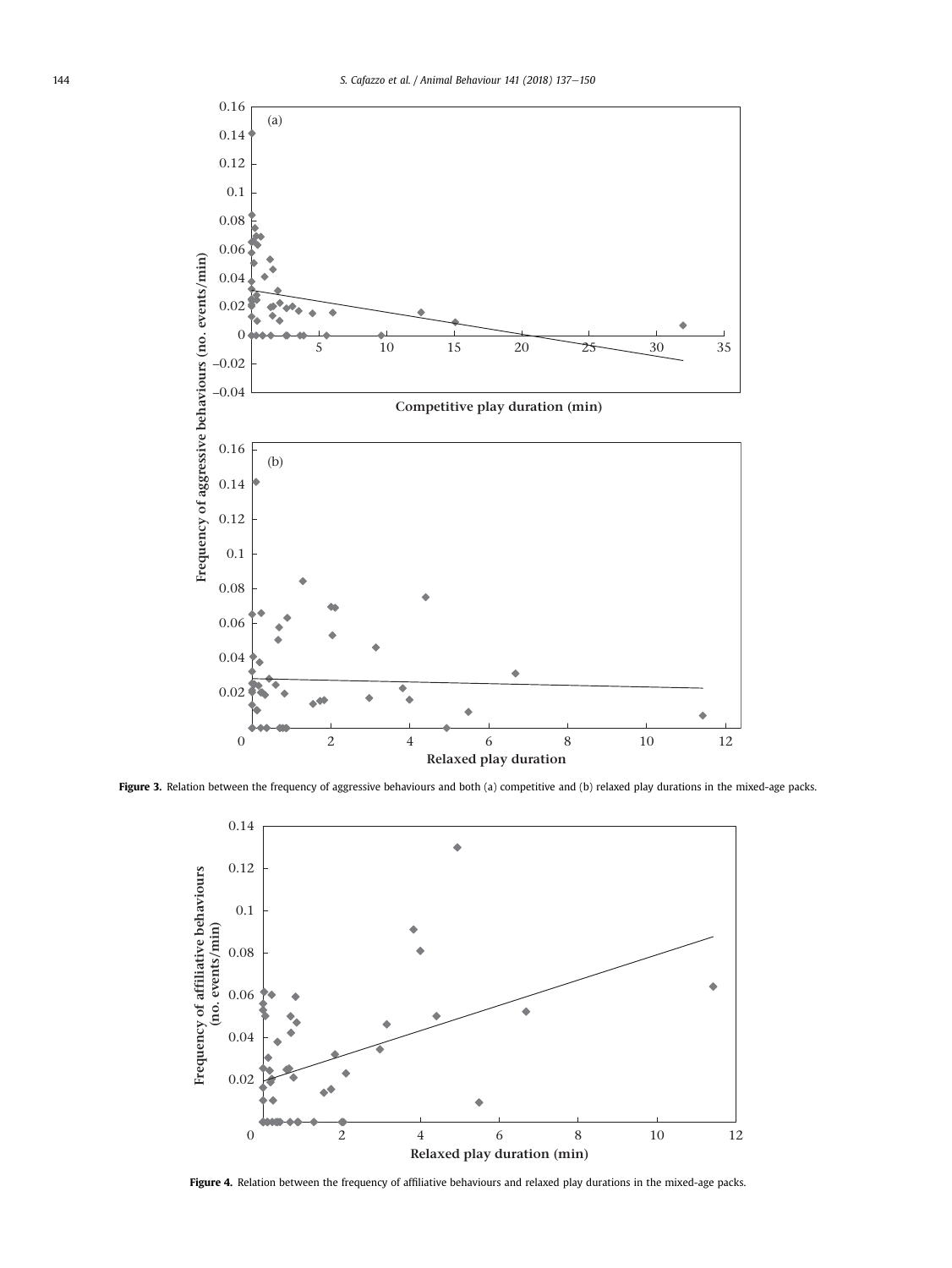**Figure 3.** Relation between the frequency of aggressive behaviours and both (a) competitive and (b) relaxed play durations in the mixed-age packs.

**Figure 4.** Relation between the frequency of affiliative behaviours and relaxed play durations in the mixed-age packs.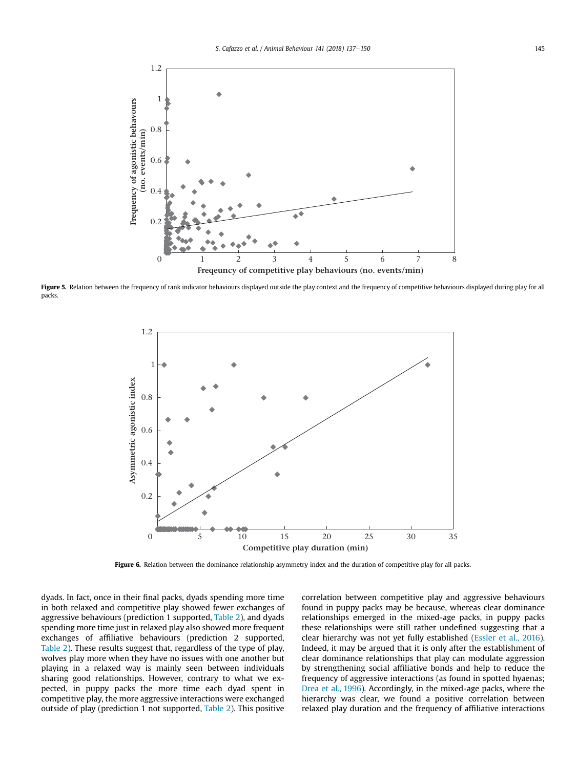Figure 5. Relation between the frequency of rank indicator behaviours displayed outside the play context and the frequency of competitive behaviours displayed during play for all packs.

Figure 6. Relation between the dominance relationship asymmetry index and the duration of competitive play for all packs.

dyads. In fact, once in their final packs, dyads spending more time in both relaxed and competitive play showed fewer exchanges of aggressive behaviours (prediction 1 supported, Table 2), and dyads spending more time just in relaxed play also showed more frequent exchanges of affiliative behaviours (prediction 2 supported, Table 2). These results suggest that, regardless of the type of play, wolves play more when they have no issues with one another but playing in a relaxed way is mainly seen between individuals sharing good relationships. However, contrary to what we expected, in puppy packs the more time each dyad spent in competitive play, the more aggressive interactions were exchanged outside of play (prediction 1 not supported, Table 2). This positive correlation between competitive play and aggressive behaviours found in puppy packs may be because, whereas clear dominance relationships emerged in the mixed-age packs, in puppy packs these relationships were still rather undefined suggesting that a clear hierarchy was not yet fully established (Essler et al., 2016). Indeed, it may be argued that it is only after the establishment of clear dominance relationships that play can modulate aggression by strengthening social affiliative bonds and help to reduce the frequency of aggressive interactions (as found in spotted hyaenas; Drea et al., 1996). Accordingly, in the mixed-age packs, where the hierarchy was clear, we found a positive correlation between relaxed play duration and the frequency of affiliative interactions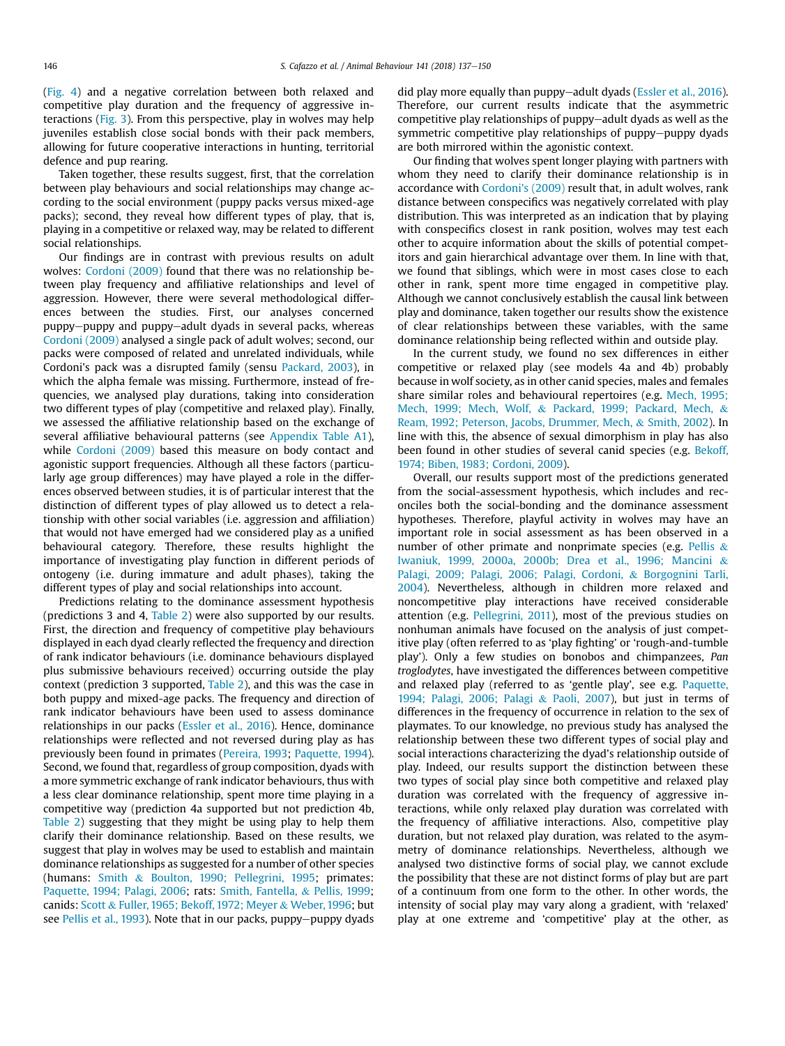(Fig. 4) and a negative correlation between both relaxed and competitive play duration and the frequency of aggressive interactions (Fig. 3). From this perspective, play in wolves may help juveniles establish close social bonds with their pack members, allowing for future cooperative interactions in hunting, territorial defence and pup rearing.

Taken together, these results suggest, first, that the correlation between play behaviours and social relationships may change according to the social environment (puppy packs versus mixed-age packs); second, they reveal how different types of play, that is, playing in a competitive or relaxed way, may be related to different social relationships.

Our findings are in contrast with previous results on adult wolves: Cordoni (2009) found that there was no relationship between play frequency and affiliative relationships and level of aggression. However, there were several methodological differences between the studies. First, our analyses concerned puppy–puppy and puppy–adult dyads in several packs, whereas Cordoni (2009) analysed a single pack of adult wolves; second, our packs were composed of related and unrelated individuals, while Cordoni's pack was a disrupted family (sensu Packard, 2003), in which the alpha female was missing. Furthermore, instead of frequencies, we analysed play durations, taking into consideration two different types of play (competitive and relaxed play). Finally, we assessed the affiliative relationship based on the exchange of several affiliative behavioural patterns (see Appendix Table A1), while Cordoni (2009) based this measure on body contact and agonistic support frequencies. Although all these factors (particularly age group differences) may have played a role in the differences observed between studies, it is of particular interest that the distinction of different types of play allowed us to detect a relationship with other social variables (i.e. aggression and affiliation) that would not have emerged had we considered play as a unified behavioural category. Therefore, these results highlight the importance of investigating play function in different periods of ontogeny (i.e. during immature and adult phases), taking the different types of play and social relationships into account.

Predictions relating to the dominance assessment hypothesis (predictions 3 and 4, Table 2) were also supported by our results. First, the direction and frequency of competitive play behaviours displayed in each dyad clearly reflected the frequency and direction of rank indicator behaviours (i.e. dominance behaviours displayed plus submissive behaviours received) occurring outside the play context (prediction 3 supported, Table 2), and this was the case in both puppy and mixed-age packs. The frequency and direction of rank indicator behaviours have been used to assess dominance relationships in our packs (Essler et al., 2016). Hence, dominance relationships were reflected and not reversed during play as has previously been found in primates (Pereira, 1993; Paquette, 1994). Second, we found that, regardless of group composition, dyads with a more symmetric exchange of rank indicator behaviours, thus with a less clear dominance relationship, spent more time playing in a competitive way (prediction 4a supported but not prediction 4b, Table 2) suggesting that they might be using play to help them clarify their dominance relationship. Based on these results, we suggest that play in wolves may be used to establish and maintain dominance relationships as suggested for a number of other species (humans: Smith & Boulton, 1990; Pellegrini, 1995; primates: Paquette, 1994; Palagi, 2006; rats: Smith, Fantella, & Pellis, 1999; canids: Scott & Fuller, 1965; Bekoff, 1972; Meyer & Weber, 1996; but see Pellis et al., 1993). Note that in our packs, puppy–puppy dyads did play more equally than puppy–adult dyads (Essler et al., 2016). Therefore, our current results indicate that the asymmetric competitive play relationships of puppy–adult dyads as well as the symmetric competitive play relationships of puppy–puppy dyads are both mirrored within the agonistic context.

Our finding that wolves spent longer playing with partners with whom they need to clarify their dominance relationship is in accordance with Cordoni's (2009) result that, in adult wolves, rank distance between conspecifics was negatively correlated with play distribution. This was interpreted as an indication that by playing with conspecifics closest in rank position, wolves may test each other to acquire information about the skills of potential competitors and gain hierarchical advantage over them. In line with that, we found that siblings, which were in most cases close to each other in rank, spent more time engaged in competitive play. Although we cannot conclusively establish the causal link between play and dominance, taken together our results show the existence of clear relationships between these variables, with the same dominance relationship being reflected within and outside play.

In the current study, we found no sex differences in either competitive or relaxed play (see models 4a and 4b) probably because in wolf society, as in other canid species, males and females share similar roles and behavioural repertoires (e.g. Mech, 1995; Mech, 1999; Mech, Wolf, & Packard, 1999; Packard, Mech, & Ream, 1992; Peterson, Jacobs, Drummer, Mech, & Smith, 2002). In line with this, the absence of sexual dimorphism in play has also been found in other studies of several canid species (e.g. Bekoff, 1974; Biben, 1983; Cordoni, 2009).

Overall, our results support most of the predictions generated from the social-assessment hypothesis, which includes and reconciles both the social-bonding and the dominance assessment hypotheses. Therefore, playful activity in wolves may have an important role in social assessment as has been observed in a number of other primate and nonprimate species (e.g. Pellis & Iwaniuk, 1999, 2000a, 2000b; Drea et al., 1996; Mancini & Palagi, 2009; Palagi, 2006; Palagi, Cordoni, & Borgognini Tarli, 2004). Nevertheless, although in children more relaxed and noncompetitive play interactions have received considerable attention (e.g. Pellegrini, 2011), most of the previous studies on nonhuman animals have focused on the analysis of just competitive play (often referred to as 'play fighting' or 'rough-and-tumble play'). Only a few studies on bonobos and chimpanzees, *Pan troglodytes*, have investigated the differences between competitive and relaxed play (referred to as 'gentle play', see e.g. Paquette, 1994; Palagi, 2006; Palagi & Paoli, 2007), but just in terms of differences in the frequency of occurrence in relation to the sex of playmates. To our knowledge, no previous study has analysed the relationship between these two different types of social play and social interactions characterizing the dyad's relationship outside of play. Indeed, our results support the distinction between these two types of social play since both competitive and relaxed play duration was correlated with the frequency of aggressive interactions, while only relaxed play duration was correlated with the frequency of affiliative interactions. Also, competitive play duration, but not relaxed play duration, was related to the asymmetry of dominance relationships. Nevertheless, although we analysed two distinctive forms of social play, we cannot exclude the possibility that these are not distinct forms of play but are part of a continuum from one form to the other. In other words, the intensity of social play may vary along a gradient, with 'relaxed' play at one extreme and 'competitive' play at the other, as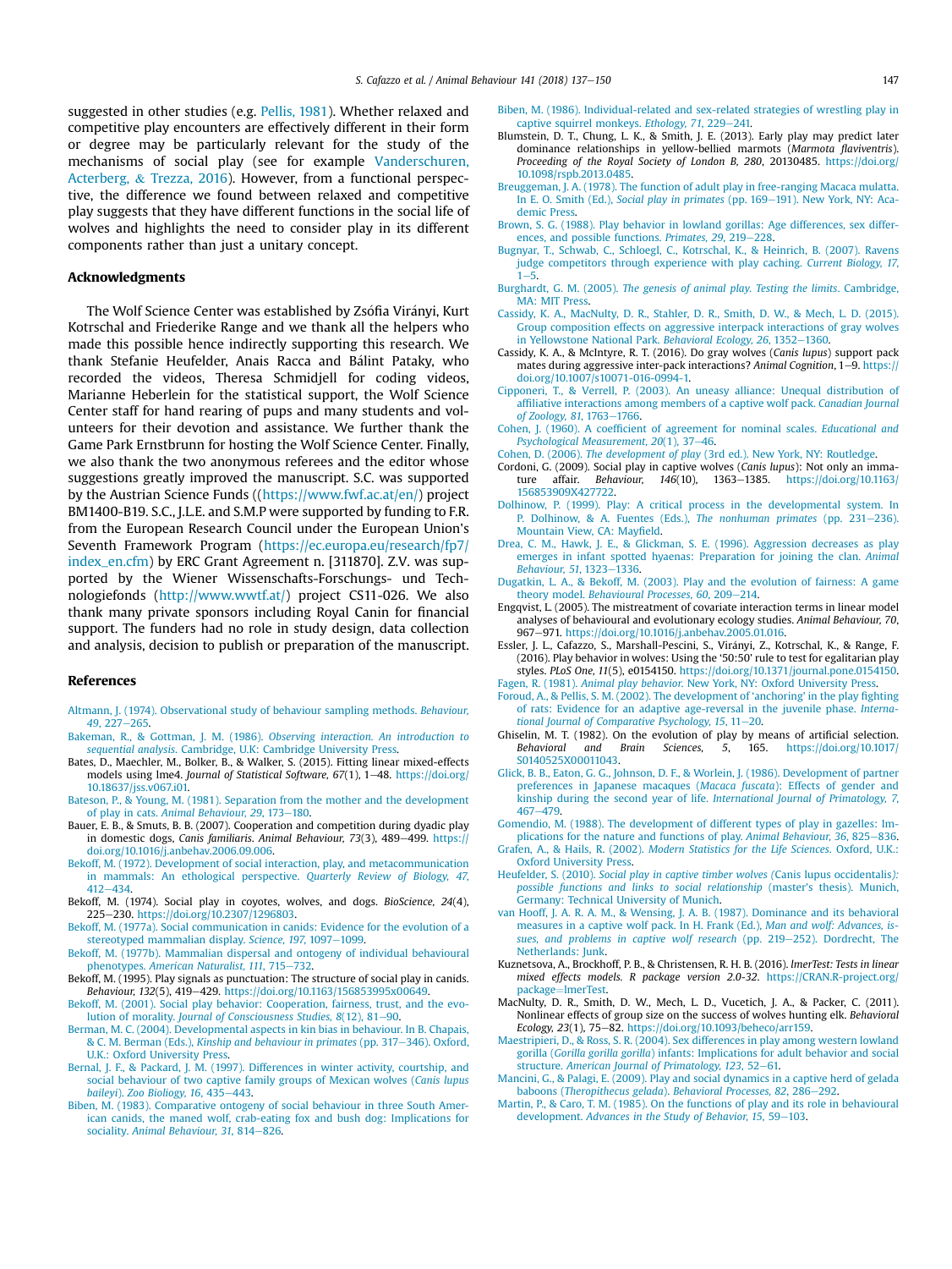suggested in other studies (e.g. Pellis, 1981). Whether relaxed and competitive play encounters are effectively different in their form or degree may be particularly relevant for the study of the mechanisms of social play (see for example Vanderschuren, Acterberg, & Trezza, 2016). However, from a functional perspective, the difference we found between relaxed and competitive play suggests that they have different functions in the social life of wolves and highlights the need to consider play in its different components rather than just a unitary concept.

## Acknowledgments

The Wolf Science Center was established by Zsófia Virányi, Kurt Kotrschal and Friederike Range and we thank all the helpers who made this possible hence indirectly supporting this research. We thank Stefanie Heufelder, Anais Racca and Bálint Pataky, who recorded the videos, Theresa Schmidjell for coding videos, Marianne Heberlein for the statistical support, the Wolf Science Center staff for hand rearing of pups and many students and volunteers for their devotion and assistance. We further thank the Game Park Ernstbrunn for hosting the Wolf Science Center. Finally, we also thank the two anonymous referees and the editor whose suggestions greatly improved the manuscript. S.C. was supported by the Austrian Science Funds ((https://www.fwf.ac.at/en/) project BM1400-B19. S.C., J.L.E. and S.M.P were supported by funding to F.R. from the European Research Council under the European Union's Seventh Framework Program (https://ec.europa.eu/research/fp7/index_en.cfm) by ERC Grant Agreement n. [311870]. Z.V. was supported by the Wiener Wissenschafts-Forschungs- und Technologiefonds (http://www.wwtf.at/) project CS11-026. We also thank many private sponsors including Royal Canin for financial support. The funders had no role in study design, data collection and analysis, decision to publish or preparation of the manuscript.

## References

Altmann, J. (1974). Observational study of behaviour sampling methods. *Behaviour, 49*, 227–265.

Bakeman, R., & Gottman, J. M. (1986). *Observing interaction. An introduction to sequential analysis*. Cambridge, U.K: Cambridge University Press.

Bates, D., Maechler, M., Bolker, B., & Walker, S. (2015). Fitting linear mixed-effects models using lme4. *Journal of Statistical Software, 67*(1), 1–48. https://doi.org/10.18637/jss.v067.i01.

Bateson, P., & Young, M. (1981). Separation from the mother and the development of play in cats. *Animal Behaviour, 29*, 173–180.

Bauer, E. B., & Smuts, B. B. (2007). Cooperation and competition during dyadic play in domestic dogs, *Canis familiaris*. *Animal Behaviour, 73*(3), 489–499. https://doi.org/10.1016/j.anbehav.2006.09.006.

Bekoff, M. (1972). Development of social interaction, play, and metacommunication in mammals: An ethological perspective. *Quarterly Review of Biology, 47*, 412–434.

Bekoff, M. (1974). Social play in coyotes, wolves, and dogs. *BioScience, 24*(4), 225–230. https://doi.org/10.2307/1296803.

Bekoff, M. (1977a). Social communication in canids: Evidence for the evolution of a stereotyped mammalian display. *Science, 197*, 1097–1099.

Bekoff, M. (1977b). Mammalian dispersal and ontogeny of individual behavioural phenotypes. *American Naturalist, 111*, 715–732.

Bekoff, M. (1995). Play signals as punctuation: The structure of social play in canids. *Behaviour, 132*(5), 419–429. https://doi.org/10.1163/156853995x00649.

Bekoff, M. (2001). Social play behavior: Cooperation, fairness, trust, and the evolution of morality. *Journal of Consciousness Studies, 8*(12), 81–90.

Berman, M. C. (2004). Developmental aspects in kin bias in behaviour. In B. Chapais, & C. M. Berman (Eds.), *Kinship and behaviour in primates* (pp. 317–346). Oxford, U.K.: Oxford University Press.

Bernal, J. F., & Packard, J. M. (1997). Differences in winter activity, courtship, and social behaviour of two captive family groups of Mexican wolves (*Canis lupus baileyi*). *Zoo Biology, 16*, 435–443.

Biben, M. (1983). Comparative ontogeny of social behaviour in three South American canids, the maned wolf, crab-eating fox and bush dog: Implications for sociality. *Animal Behaviour, 31*, 814–826.

Biben, M. (1986). Individual-related and sex-related strategies of wrestling play in captive squirrel monkeys. *Ethology, 71*, 229–241.

Blumstein, D. T., Chung, L. K., & Smith, J. E. (2013). Early play may predict later dominance relationships in yellow-bellied marmots (*Marmota flaviventris*). *Proceeding of the Royal Society of London B, 280*, 20130485. https://doi.org/10.1098/rspb.2013.0485.

Breuggeman, J. A. (1978). The function of adult play in free-ranging Macaca mulatta. In E. O. Smith (Ed.), *Social play in primates* (pp. 169–191). New York, NY: Academic Press.

Brown, S. G. (1988). Play behavior in lowland gorillas: Age differences, sex differences, and possible functions. *Primates, 29*, 219–228.

Bugnyar, T., Schwab, C., Schloegl, C., Kotrschal, K., & Heinrich, B. (2007). Ravens judge competitors through experience with play caching. *Current Biology, 17*, 1–5.

Burghardt, G. M. (2005). *The genesis of animal play. Testing the limits*. Cambridge, MA: MIT Press.

Cassidy, K. A., MacNulty, D. R., Stahler, D. R., Smith, D. W., & Mech, L. D. (2015). Group composition effects on aggressive interpack interactions of gray wolves in Yellowstone National Park. *Behavioral Ecology, 26*, 1352–1360.

Cassidy, K. A., & McIntyre, R. T. (2016). Do gray wolves (*Canis lupus*) support pack mates during aggressive inter-pack interactions? *Animal Cognition*, 1–9. https://doi.org/10.1007/s10071-016-0994-1.

Cipponeri, T., & Verrell, P. (2003). An uneasy alliance: Unequal distribution of affiliative interactions among members of a captive wolf pack. *Canadian Journal of Zoology, 81*, 1763–1766.

Cohen, J. (1960). A coefficient of agreement for nominal scales. *Educational and Psychological Measurement, 20*(1), 37–46.

Cohen, D. (2006). *The development of play* (3rd ed.). New York, NY: Routledge.

Cordoni, G. (2009). Social play in captive wolves (*Canis lupus*): Not only an immature affair. *Behaviour, 146*(10), 1363–1385. https://doi.org/10.1163/156853909X427722.

Dolhinow, P. (1999). Play: A critical process in the developmental system. In P. Dolhinow, & A. Fuentes (Eds.), *The nonhuman primates* (pp. 231–236). Mountain View, CA: Mayfield.

Drea, C. M., Hawk, J. E., & Glickman, S. E. (1996). Aggression decreases as play emerges in infant spotted hyaenas: Preparation for joining the clan. *Animal Behaviour, 51*, 1323–1336.

Dugatkin, L. A., & Bekoff, M. (2003). Play and the evolution of fairness: A game theory model. *Behavioural Processes, 60*, 209–214.

Engqvist, L. (2005). The mistreatment of covariate interaction terms in linear model analyses of behavioural and evolutionary ecology studies. *Animal Behaviour, 70*, 967–971. https://doi.org/10.1016/j.anbehav.2005.01.016.

Essler, J. L., Cafazzo, S., Marshall-Pescini, S., Virányi, Z., Kotrschal, K., & Range, F. (2016). Play behavior in wolves: Using the '50:50' rule to test for egalitarian play styles. *PLoS One, 11*(5), e0154150. https://doi.org/10.1371/journal.pone.0154150.

Fagen, R. (1981). *Animal play behavior*. New York, NY: Oxford University Press.

Foroud, A., & Pellis, S. M. (2002). The development of 'anchoring' in the play fighting of rats: Evidence for an adaptive age-reversal in the juvenile phase. *International Journal of Comparative Psychology, 15*, 11–20.

Ghiselin, M. T. (1982). On the evolution of play by means of artificial selection. *Behavioral and Brain Sciences, 5*, 165. https://doi.org/10.1017/S0140525X00011043.

Glick, B. B., Eaton, G. G., Johnson, D. F., & Worlein, J. (1986). Development of partner preferences in Japanese macaques (*Macaca fuscata*): Effects of gender and kinship during the second year of life. *International Journal of Primatology, 7*, 467–479.

Gomendio, M. (1988). The development of different types of play in gazelles: Implications for the nature and functions of play. *Animal Behaviour, 36*, 825–836.

Grafen, A., & Hails, R. (2002). *Modern Statistics for the Life Sciences*. Oxford, U.K.: Oxford University Press.

Heufelder, S. (2010). *Social play in captive timber wolves (*Canis lupus occidentalis*): possible functions and links to social relationship* (master's thesis). Munich, Germany: Technical University of Munich.

van Hooff, J. A. R. A. M., & Wensing, J. A. B. (1987). Dominance and its behavioral measures in a captive wolf pack. In H. Frank (Ed.), *Man and wolf: Advances, issues, and problems in captive wolf research* (pp. 219–252). Dordrecht, The Netherlands: Junk.

Kuznetsova, A., Brockhoff, P. B., & Christensen, R. H. B. (2016). *lmerTest: Tests in linear mixed effects models. R package version 2.0-32*. https://CRAN.R-project.org/package=lmerTest.

MacNulty, D. R., Smith, D. W., Mech, L. D., Vucetich, J. A., & Packer, C. (2011). Nonlinear effects of group size on the success of wolves hunting elk. *Behavioral Ecology, 23*(1), 75–82. https://doi.org/10.1093/beheco/arr159.

Maestripieri, D., & Ross, S. R. (2004). Sex differences in play among western lowland gorilla (*Gorilla gorilla gorilla*) infants: Implications for adult behavior and social structure. *American Journal of Primatology, 123*, 52–61.

Mancini, G., & Palagi, E. (2009). Play and social dynamics in a captive herd of gelada baboons (*Theropithecus gelada*). *Behavioral Processes, 82*, 286–292.

Martin, P., & Caro, T. M. (1985). On the functions of play and its role in behavioural development. *Advances in the Study of Behavior, 15*, 59–103.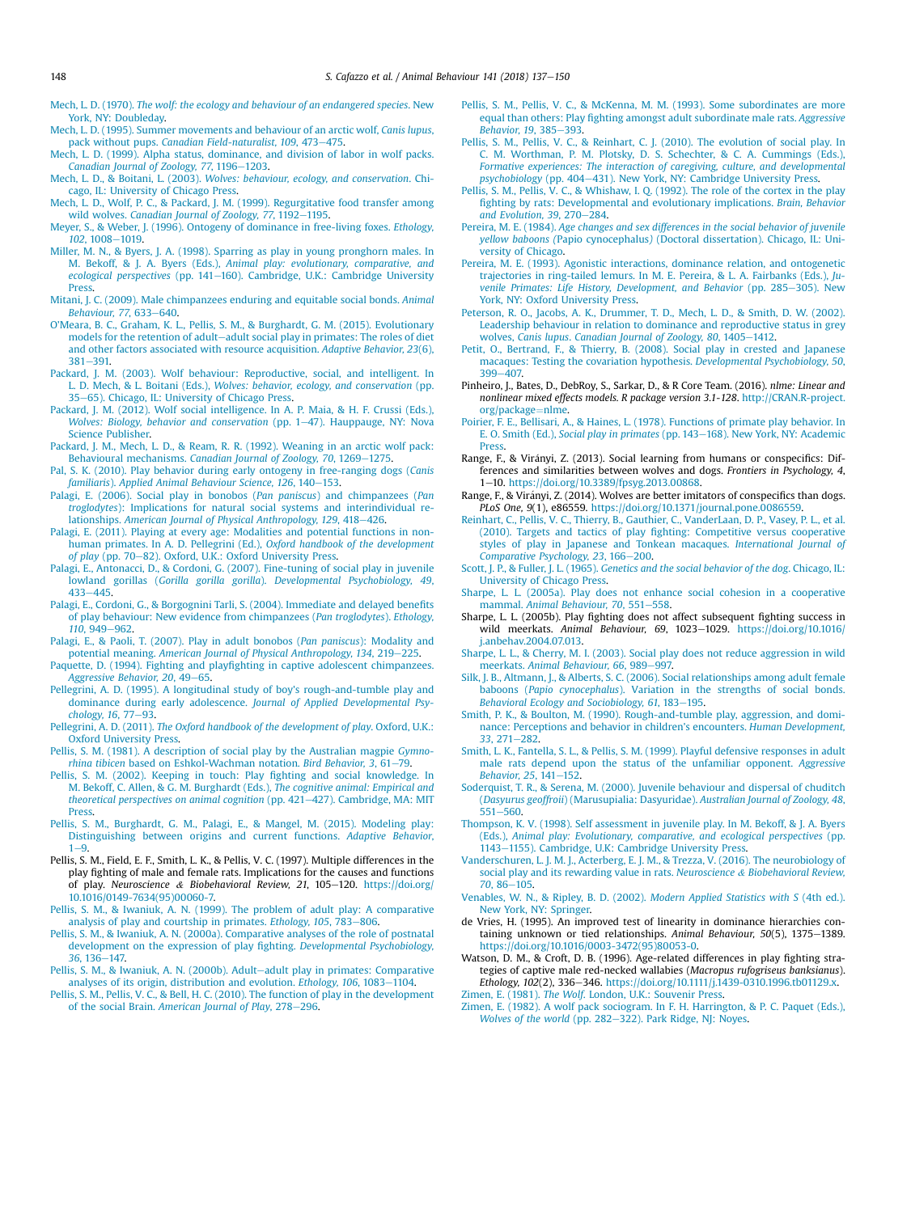Mech, L. D. (1970). *The wolf: the ecology and behaviour of an endangered species*. New York, NY: Doubleday.

Mech, L. D. (1995). Summer movements and behaviour of an arctic wolf, *Canis lupus*, pack without pups. *Canadian Field-naturalist, 109*, 473–475.

Mech, L. D. (1999). Alpha status, dominance, and division of labor in wolf packs. *Canadian Journal of Zoology, 77*, 1196–1203.

Mech, L. D., & Boitani, L. (2003). *Wolves: behaviour, ecology, and conservation*. Chicago, IL: University of Chicago Press.

Mech, L. D., Wolf, P. C., & Packard, J. M. (1999). Regurgitative food transfer among wild wolves. *Canadian Journal of Zoology, 77*, 1192–1195.

Meyer, S., & Weber, J. (1996). Ontogeny of dominance in free-living foxes. *Ethology, 102*, 1008–1019.

Miller, M. N., & Byers, J. A. (1998). Sparring as play in young pronghorn males. In M. Bekoff, & J. A. Byers (Eds.), *Animal play: evolutionary, comparative, and ecological perspectives* (pp. 141–160). Cambridge, U.K.: Cambridge University Press.

Mitani, J. C. (2009). Male chimpanzees enduring and equitable social bonds. *Animal Behaviour, 77*, 633–640.

O'Meara, B. C., Graham, K. L., Pellis, S. M., & Burghardt, G. M. (2015). Evolutionary models for the retention of adult–adult social play in primates: The roles of diet and other factors associated with resource acquisition. *Adaptive Behavior, 23*(6), 381–391.

Packard, J. M. (2003). Wolf behaviour: Reproductive, social, and intelligent. In L. D. Mech, & L. Boitani (Eds.), *Wolves: behavior, ecology, and conservation* (pp. 35–65). Chicago, IL: University of Chicago Press.

Packard, J. M. (2012). Wolf social intelligence. In A. P. Maia, & H. F. Crussi (Eds.), *Wolves: Biology, behavior and conservation* (pp. 1–47). Hauppauge, NY: Nova Science Publisher.

Packard, J. M., Mech, L. D., & Ream, R. R. (1992). Weaning in an arctic wolf pack: Behavioural mechanisms. *Canadian Journal of Zoology, 70*, 1269–1275.

Pal, S. K. (2010). Play behavior during early ontogeny in free-ranging dogs (*Canis familiaris*). *Applied Animal Behaviour Science, 126*, 140–153.

Palagi, E. (2006). Social play in bonobos (*Pan paniscus*) and chimpanzees (*Pan troglodytes*): Implications for natural social systems and interindividual relationships. *American Journal of Physical Anthropology, 129*, 418–426.

Palagi, E. (2011). Playing at every age: Modalities and potential functions in nonhuman primates. In A. D. Pellegrini (Ed.), *Oxford handbook of the development of play* (pp. 70–82). Oxford, U.K.: Oxford University Press.

Palagi, E., Antonacci, D., & Cordoni, G. (2007). Fine-tuning of social play in juvenile lowland gorillas (*Gorilla gorilla gorilla*). *Developmental Psychobiology, 49*, 433–445.

Palagi, E., Cordoni, G., & Borgognini Tarli, S. (2004). Immediate and delayed benefits of play behaviour: New evidence from chimpanzees (*Pan troglodytes*). *Ethology, 110*, 949–962.

Palagi, E., & Paoli, T. (2007). Play in adult bonobos (*Pan paniscus*): Modality and potential meaning. *American Journal of Physical Anthropology, 134*, 219–225.

Paquette, D. (1994). Fighting and playfighting in captive adolescent chimpanzees. *Aggressive Behavior, 20*, 49–65.

Pellegrini, A. D. (1995). A longitudinal study of boy's rough-and-tumble play and dominance during early adolescence. *Journal of Applied Developmental Psychology, 16*, 77–93.

Pellegrini, A. D. (2011). *The Oxford handbook of the development of play*. Oxford, U.K.: Oxford University Press.

Pellis, S. M. (1981). A description of social play by the Australian magpie *Gymnorhina tibicen* based on Eshkol-Wachman notation. *Bird Behavior, 3*, 61–79.

Pellis, S. M. (2002). Keeping in touch: Play fighting and social knowledge. In M. Bekoff, C. Allen, & G. M. Burghardt (Eds.), *The cognitive animal: Empirical and theoretical perspectives on animal cognition* (pp. 421–427). Cambridge, MA: MIT Press.

Pellis, S. M., Burghardt, G. M., Palagi, E., & Mangel, M. (2015). Modeling play: Distinguishing between origins and current functions. *Adaptive Behavior*, 1–9.

Pellis, S. M., Field, E. F., Smith, L. K., & Pellis, V. C. (1997). Multiple differences in the play fighting of male and female rats. Implications for the causes and functions of play. *Neuroscience & Biobehavioral Review, 21*, 105–120. https://doi.org/10.1016/0149-7634(95)00060-7.

Pellis, S. M., & Iwaniuk, A. N. (1999). The problem of adult play: A comparative analysis of play and courtship in primates. *Ethology, 105*, 783–806.

Pellis, S. M., & Iwaniuk, A. N. (2000a). Comparative analyses of the role of postnatal development on the expression of play fighting. *Developmental Psychobiology, 36*, 136–147.

Pellis, S. M., & Iwaniuk, A. N. (2000b). Adult–adult play in primates: Comparative analyses of its origin, distribution and evolution. *Ethology, 106*, 1083–1104.

Pellis, S. M., Pellis, V. C., & Bell, H. C. (2010). The function of play in the development of the social Brain. *American Journal of Play*, 278–296.

Pellis, S. M., Pellis, V. C., & McKenna, M. M. (1993). Some subordinates are more equal than others: Play fighting amongst adult subordinate male rats. *Aggressive Behavior, 19*, 385–393.

Pellis, S. M., Pellis, V. C., & Reinhart, C. J. (2010). The evolution of social play. In C. M. Worthman, P. M. Plotsky, D. S. Schechter, & C. A. Cummings (Eds.), *Formative experiences: The interaction of caregiving, culture, and developmental psychobiology* (pp. 404–431). New York, NY: Cambridge University Press.

Pellis, S. M., Pellis, V. C., & Whishaw, I. Q. (1992). The role of the cortex in the play fighting by rats: Developmental and evolutionary implications. *Brain, Behavior and Evolution, 39*, 270–284.

Pereira, M. E. (1984). *Age changes and sex differences in the social behavior of juvenile yellow baboons (*Papio cynocephalus*)* (Doctoral dissertation). Chicago, IL: University of Chicago.

Pereira, M. E. (1993). Agonistic interactions, dominance relation, and ontogenetic trajectories in ring-tailed lemurs. In M. E. Pereira, & L. A. Fairbanks (Eds.), *Juvenile Primates: Life History, Development, and Behavior* (pp. 285–305). New York, NY: Oxford University Press.

Peterson, R. O., Jacobs, A. K., Drummer, T. D., Mech, L. D., & Smith, D. W. (2002). Leadership behaviour in relation to dominance and reproductive status in grey wolves, *Canis lupus*. *Canadian Journal of Zoology, 80*, 1405–1412.

Petit, O., Bertrand, F., & Thierry, B. (2008). Social play in crested and Japanese macaques: Testing the covariation hypothesis. *Developmental Psychobiology, 50*, 399–407.

Pinheiro, J., Bates, D., DebRoy, S., Sarkar, D., & R Core Team. (2016). *nlme: Linear and nonlinear mixed effects models. R package version 3.1-128*. http://CRAN.R-project.org/package=nlme.

Poirier, F. E., Bellisari, A., & Haines, L. (1978). Functions of primate play behavior. In E. O. Smith (Ed.), *Social play in primates* (pp. 143–168). New York, NY: Academic Press.

Range, F., & Virányi, Z. (2013). Social learning from humans or conspecifics: Differences and similarities between wolves and dogs. *Frontiers in Psychology, 4*, 1–10. https://doi.org/10.3389/fpsyg.2013.00868.

Range, F., & Virányi, Z. (2014). Wolves are better imitators of conspecifics than dogs. *PLoS One, 9*(1), e86559. https://doi.org/10.1371/journal.pone.0086559.

Reinhart, C., Pellis, V. C., Thierry, B., Gauthier, C., VanderLaan, D. P., Vasey, P. L., et al. (2010). Targets and tactics of play fighting: Competitive versus cooperative styles of play in Japanese and Tonkean macaques. *International Journal of Comparative Psychology, 23*, 166–200.

Scott, J. P., & Fuller, J. L. (1965). *Genetics and the social behavior of the dog*. Chicago, IL: University of Chicago Press.

Sharpe, L. L. (2005a). Play does not enhance social cohesion in a cooperative mammal. *Animal Behaviour, 70*, 551–558.

Sharpe, L. L. (2005b). Play fighting does not affect subsequent fighting success in wild meerkats. *Animal Behaviour, 69*, 1023–1029. https://doi.org/10.1016/j.anbehav.2004.07.013.

Sharpe, L. L., & Cherry, M. I. (2003). Social play does not reduce aggression in wild meerkats. *Animal Behaviour, 66*, 989–997.

Silk, J. B., Altmann, J., & Alberts, S. C. (2006). Social relationships among adult female baboons (*Papio cynocephalus*). Variation in the strengths of social bonds. *Behavioral Ecology and Sociobiology, 61*, 183–195.

Smith, P. K., & Boulton, M. (1990). Rough-and-tumble play, aggression, and dominance: Perceptions and behavior in children's encounters. *Human Development, 33*, 271–282.

Smith, L. K., Fantella, S. L., & Pellis, S. M. (1999). Playful defensive responses in adult male rats depend upon the status of the unfamiliar opponent. *Aggressive Behavior, 25*, 141–152.

Soderquist, T. R., & Serena, M. (2000). Juvenile behaviour and dispersal of chuditch (*Dasyurus geoffroii*) (Marusupialia: Dasyuridae). *Australian Journal of Zoology, 48*, 551–560.

Thompson, K. V. (1998). Self assessment in juvenile play. In M. Bekoff, & J. A. Byers (Eds.), *Animal play: Evolutionary, comparative, and ecological perspectives* (pp. 1143–1155). Cambridge, U.K: Cambridge University Press.

Vanderschuren, L. J. M. J., Acterberg, E. J. M., & Trezza, V. (2016). The neurobiology of social play and its rewarding value in rats. *Neuroscience & Biobehavioral Review, 70*, 86–105.

Venables, W. N., & Ripley, B. D. (2002). *Modern Applied Statistics with S* (4th ed.). New York, NY: Springer.

de Vries, H. (1995). An improved test of linearity in dominance hierarchies containing unknown or tied relationships. *Animal Behaviour, 50*(5), 1375–1389. https://doi.org/10.1016/0003-3472(95)80053-0.

Watson, D. M., & Croft, D. B. (1996). Age-related differences in play fighting strategies of captive male red-necked wallabies (*Macropus rufogriseus banksianus*). *Ethology, 102*(2), 336–346. https://doi.org/10.1111/j.1439-0310.1996.tb01129.x.

Zimen, E. (1981). *The Wolf*. London, U.K.: Souvenir Press.

Zimen, E. (1982). A wolf pack sociogram. In F. H. Harrington, & P. C. Paquet (Eds.), *Wolves of the world* (pp. 282–322). Park Ridge, NJ: Noyes.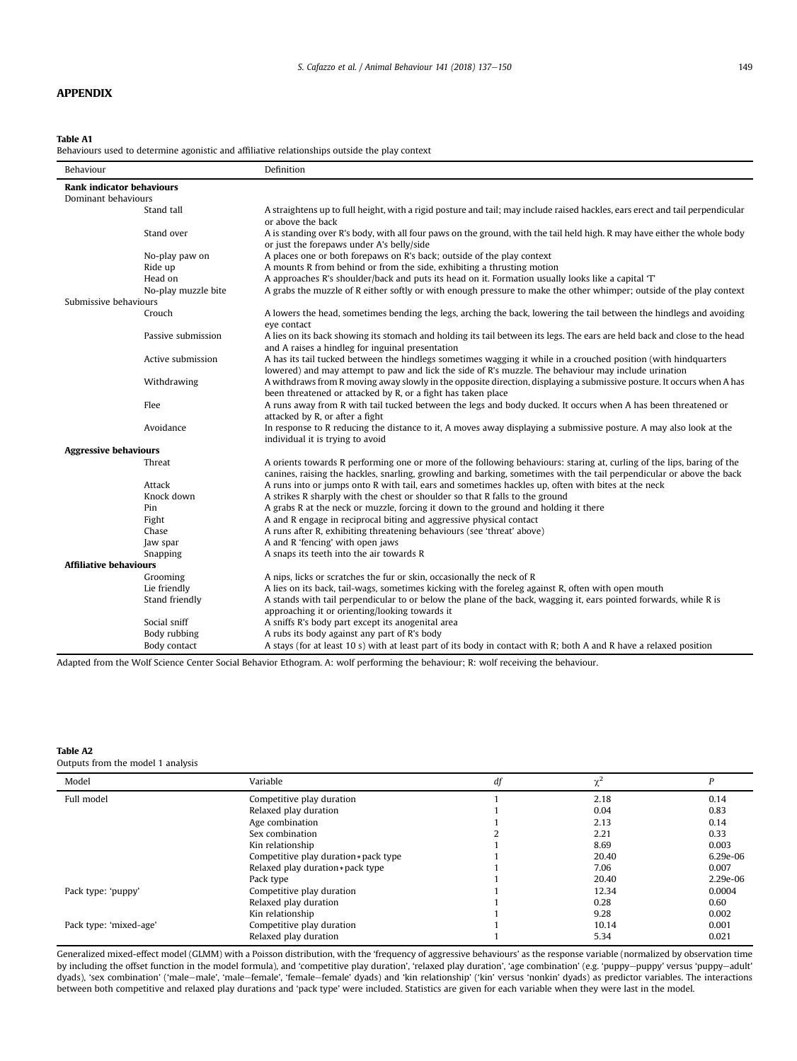## APPENDIX

**Table A1**
Behaviours used to determine agonistic and affiliative relationships outside the play context

| Behaviour | | Definition |
|---|---|---|
| **Rank indicator behaviours** | | |
| Dominant behaviours | | |
| | Stand tall | A straightens up to full height, with a rigid posture and tail; may include raised hackles, ears erect and tail perpendicular or above the back |
| | Stand over | A is standing over R's body, with all four paws on the ground, with the tail held high. R may have either the whole body or just the forepaws under A's belly/side |
| | No-play paw on | A places one or both forepaws on R's back; outside of the play context |
| | Ride up | A mounts R from behind or from the side, exhibiting a thrusting motion |
| | Head on | A approaches R's shoulder/back and puts its head on it. Formation usually looks like a capital 'T' |
| | No-play muzzle bite | A grabs the muzzle of R either softly or with enough pressure to make the other whimper; outside of the play context |
| Submissive behaviours | | |
| | Crouch | A lowers the head, sometimes bending the legs, arching the back, lowering the tail between the hindlegs and avoiding eye contact |
| | Passive submission | A lies on its back showing its stomach and holding its tail between its legs. The ears are held back and close to the head and A raises a hindleg for inguinal presentation |
| | Active submission | A has its tail tucked between the hindlegs sometimes wagging it while in a crouched position (with hindquarters lowered) and may attempt to paw and lick the side of R's muzzle. The behaviour may include urination |
| | Withdrawing | A withdraws from R moving away slowly in the opposite direction, displaying a submissive posture. It occurs when A has been threatened or attacked by R, or a fight has taken place |
| | Flee | A runs away from R with tail tucked between the legs and body ducked. It occurs when A has been threatened or attacked by R, or after a fight |
| | Avoidance | In response to R reducing the distance to it, A moves away displaying a submissive posture. A may also look at the individual it is trying to avoid |
| **Aggressive behaviours** | | |
| | Threat | A orients towards R performing one or more of the following behaviours: staring at, curling of the lips, baring of the canines, raising the hackles, snarling, growling and barking, sometimes with the tail perpendicular or above the back |
| | Attack | A runs into or jumps onto R with tail, ears and sometimes hackles up, often with bites at the neck |
| | Knock down | A strikes R sharply with the chest or shoulder so that R falls to the ground |
| | Pin | A grabs R at the neck or muzzle, forcing it down to the ground and holding it there |
| | Fight | A and R engage in reciprocal biting and aggressive physical contact |
| | Chase | A runs after R, exhibiting threatening behaviours (see 'threat' above) |
| | Jaw spar | A and R 'fencing' with open jaws |
| | Snapping | A snaps its teeth into the air towards R |
| **Affiliative behaviours** | | |
| | Grooming | A nips, licks or scratches the fur or skin, occasionally the neck of R |
| | Lie friendly | A lies on its back, tail-wags, sometimes kicking with the foreleg against R, often with open mouth |
| | Stand friendly | A stands with tail perpendicular to or below the plane of the back, wagging it, ears pointed forwards, while R is approaching it or orienting/looking towards it |
| | Social sniff | A sniffs R's body part except its anogenital area |
| | Body rubbing | A rubs its body against any part of R's body |
| | Body contact | A stays (for at least 10 s) with at least part of its body in contact with R; both A and R have a relaxed position |

Adapted from the Wolf Science Center Social Behavior Ethogram. A: wolf performing the behaviour; R: wolf receiving the behaviour.

**Table A2**
Outputs from the model 1 analysis

| Model | Variable | *df* | $\chi^2$ | *P* |
|---|---|---|---|---|
| Full model | Competitive play duration | 1 | 2.18 | 0.14 |
| | Relaxed play duration | 1 | 0.04 | 0.83 |
| | Age combination | 1 | 2.13 | 0.14 |
| | Sex combination | 2 | 2.21 | 0.33 |
| | Kin relationship | 1 | 8.69 | 0.003 |
| | Competitive play duration*pack type | 1 | 20.40 | 6.29e-06 |
| | Relaxed play duration*pack type | 1 | 7.06 | 0.007 |
| | Pack type | 1 | 20.40 | 2.29e-06 |
| Pack type: 'puppy' | Competitive play duration | 1 | 12.34 | 0.0004 |
| | Relaxed play duration | 1 | 0.28 | 0.60 |
| | Kin relationship | 1 | 9.28 | 0.002 |
| Pack type: 'mixed-age' | Competitive play duration | 1 | 10.14 | 0.001 |
| | Relaxed play duration | 1 | 5.34 | 0.021 |

Generalized mixed-effect model (GLMM) with a Poisson distribution, with the 'frequency of aggressive behaviours' as the response variable (normalized by observation time by including the offset function in the model formula), and 'competitive play duration', 'relaxed play duration', 'age combination' (e.g. 'puppy–puppy' versus 'puppy–adult' dyads), 'sex combination' ('male–male', 'male–female', 'female–female' dyads) and 'kin relationship' ('kin' versus 'nonkin' dyads) as predictor variables. The interactions between both competitive and relaxed play durations and 'pack type' were included. Statistics are given for each variable when they were last in the model.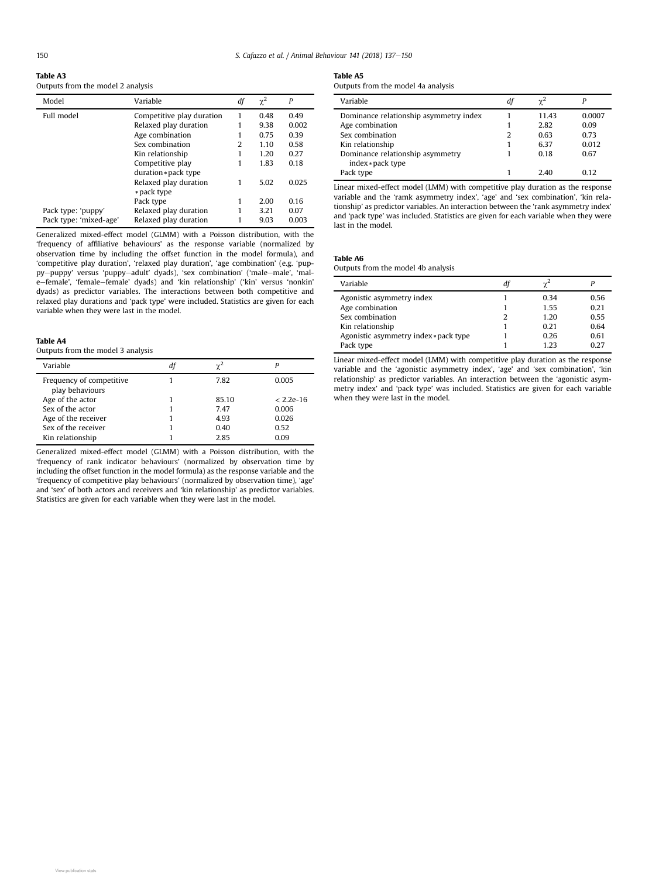**Table A3**
Outputs from the model 2 analysis

| Model | Variable | *df* | $\chi^2$ | *P* |
|---|---|---|---|---|
| Full model | Competitive play duration | 1 | 0.48 | 0.49 |
| | Relaxed play duration | 1 | 9.38 | 0.002 |
| | Age combination | 1 | 0.75 | 0.39 |
| | Sex combination | 2 | 1.10 | 0.58 |
| | Kin relationship | 1 | 1.20 | 0.27 |
| | Competitive play duration * pack type | 1 | 1.83 | 0.18 |
| | Relaxed play duration * pack type | 1 | 5.02 | 0.025 |
| | Pack type | 1 | 2.00 | 0.16 |
| Pack type: 'puppy' | Relaxed play duration | 1 | 3.21 | 0.07 |
| Pack type: 'mixed-age' | Relaxed play duration | 1 | 9.03 | 0.003 |

Generalized mixed-effect model (GLMM) with a Poisson distribution, with the 'frequency of affiliative behaviours' as the response variable (normalized by observation time by including the offset function in the model formula), and 'competitive play duration', 'relaxed play duration', 'age combination' (e.g. 'puppy—puppy' versus 'puppy—adult' dyads), 'sex combination' ('male—male', 'male—female', 'female—female' dyads) and 'kin relationship' ('kin' versus 'nonkin' dyads) as predictor variables. The interactions between both competitive and relaxed play durations and 'pack type' were included. Statistics are given for each variable when they were last in the model.

**Table A4**
Outputs from the model 3 analysis

| Variable | *df* | $\chi^2$ | *P* |
|---|---|---|---|
| Frequency of competitive play behaviours | 1 | 7.82 | 0.005 |
| Age of the actor | 1 | 85.10 | < 2.2e-16 |
| Sex of the actor | 1 | 7.47 | 0.006 |
| Age of the receiver | 1 | 4.93 | 0.026 |
| Sex of the receiver | 1 | 0.40 | 0.52 |
| Kin relationship | 1 | 2.85 | 0.09 |

Generalized mixed-effect model (GLMM) with a Poisson distribution, with the 'frequency of rank indicator behaviours' (normalized by observation time by including the offset function in the model formula) as the response variable and the 'frequency of competitive play behaviours' (normalized by observation time), 'age' and 'sex' of both actors and receivers and 'kin relationship' as predictor variables. Statistics are given for each variable when they were last in the model.

**Table A5**
Outputs from the model 4a analysis

| Variable | *df* | $\chi^2$ | *P* |
|---|---|---|---|
| Dominance relationship asymmetry index | 1 | 11.43 | 0.0007 |
| Age combination | 1 | 2.82 | 0.09 |
| Sex combination | 2 | 0.63 | 0.73 |
| Kin relationship | 1 | 6.37 | 0.012 |
| Dominance relationship asymmetry index * pack type | 1 | 0.18 | 0.67 |
| Pack type | 1 | 2.40 | 0.12 |

Linear mixed-effect model (LMM) with competitive play duration as the response variable and the 'ramk asymmetry index', 'age' and 'sex combination', 'kin relationship' as predictor variables. An interaction between the 'rank asymmetry index' and 'pack type' was included. Statistics are given for each variable when they were last in the model.

**Table A6**
Outputs from the model 4b analysis

| Variable | *df* | $\chi^2$ | *P* |
|---|---|---|---|
| Agonistic asymmetry index | 1 | 0.34 | 0.56 |
| Age combination | 1 | 1.55 | 0.21 |
| Sex combination | 2 | 1.20 | 0.55 |
| Kin relationship | 1 | 0.21 | 0.64 |
| Agonistic asymmetry index * pack type | 1 | 0.26 | 0.61 |
| Pack type | 1 | 1.23 | 0.27 |

Linear mixed-effect model (LMM) with competitive play duration as the response variable and the 'agonistic asymmetry index', 'age' and 'sex combination', 'kin relationship' as predictor variables. An interaction between the 'agonistic asymmetry index' and 'pack type' was included. Statistics are given for each variable when they were last in the model.